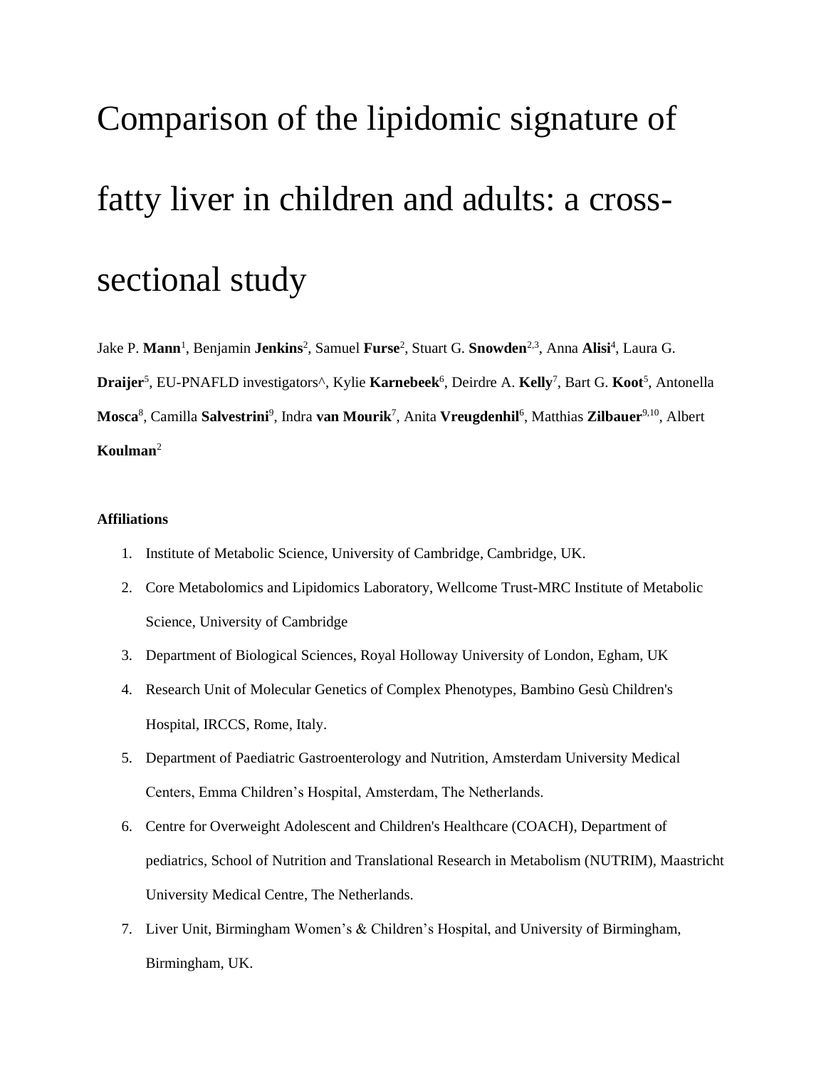# Comparison of the lipidomic signature of fatty liver in children and adults: a cross-sectional study

Jake P. **Mann**[1], Benjamin **Jenkins**[2], Samuel **Furse**[2], Stuart G. **Snowden**[2,3], Anna **Alisi**[4], Laura G. **Draijer**[5], EU-PNAFLD investigators^, Kylie **Karnebeek**[6], Deirdre A. **Kelly**[7], Bart G. **Koot**[5], Antonella **Mosca**[8], Camilla **Salvestrini**[9], Indra **van Mourik**[7], Anita **Vreugdenhil**[6], Matthias **Zilbauer**[9,10], Albert **Koulman**[2]

**Affiliations**

1. Institute of Metabolic Science, University of Cambridge, Cambridge, UK.
2. Core Metabolomics and Lipidomics Laboratory, Wellcome Trust-MRC Institute of Metabolic Science, University of Cambridge
3. Department of Biological Sciences, Royal Holloway University of London, Egham, UK
4. Research Unit of Molecular Genetics of Complex Phenotypes, Bambino Gesù Children's Hospital, IRCCS, Rome, Italy.
5. Department of Paediatric Gastroenterology and Nutrition, Amsterdam University Medical Centers, Emma Children's Hospital, Amsterdam, The Netherlands.
6. Centre for Overweight Adolescent and Children's Healthcare (COACH), Department of pediatrics, School of Nutrition and Translational Research in Metabolism (NUTRIM), Maastricht University Medical Centre, The Netherlands.
7. Liver Unit, Birmingham Women's & Children's Hospital, and University of Birmingham, Birmingham, UK.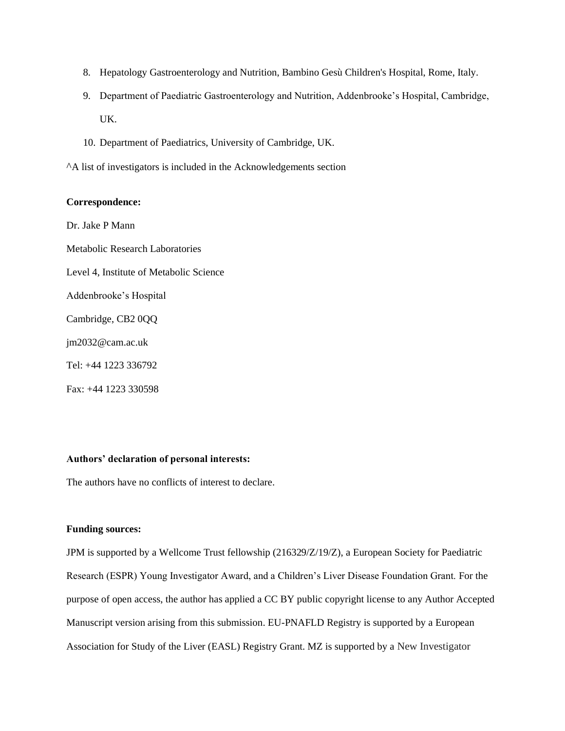8. Hepatology Gastroenterology and Nutrition, Bambino Gesù Children's Hospital, Rome, Italy.
9. Department of Paediatric Gastroenterology and Nutrition, Addenbrooke's Hospital, Cambridge, UK.
10. Department of Paediatrics, University of Cambridge, UK.

^A list of investigators is included in the Acknowledgements section

**Correspondence:**

Dr. Jake P Mann

Metabolic Research Laboratories

Level 4, Institute of Metabolic Science

Addenbrooke's Hospital

Cambridge, CB2 0QQ

jm2032@cam.ac.uk

Tel: +44 1223 336792

Fax: +44 1223 330598

**Authors' declaration of personal interests:**

The authors have no conflicts of interest to declare.

**Funding sources:**

JPM is supported by a Wellcome Trust fellowship (216329/Z/19/Z), a European Society for Paediatric Research (ESPR) Young Investigator Award, and a Children's Liver Disease Foundation Grant. For the purpose of open access, the author has applied a CC BY public copyright license to any Author Accepted Manuscript version arising from this submission. EU-PNAFLD Registry is supported by a European Association for Study of the Liver (EASL) Registry Grant. MZ is supported by a New Investigator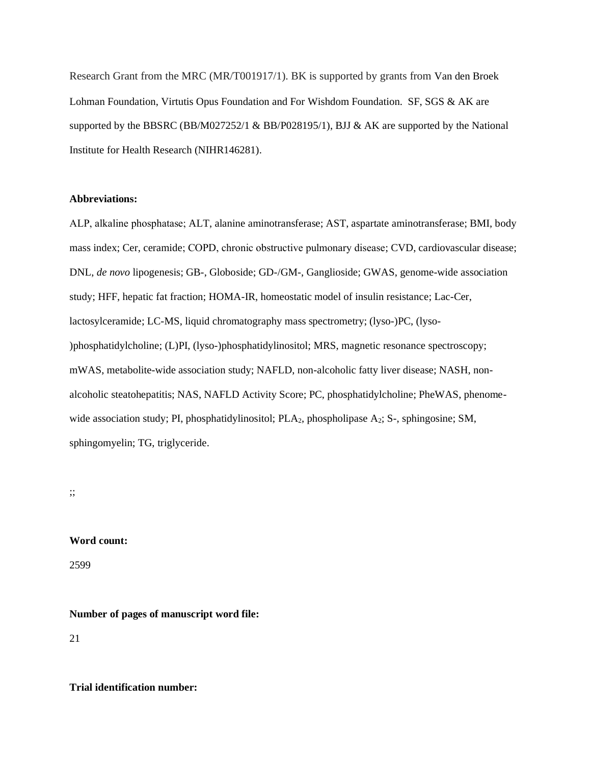Research Grant from the MRC (MR/T001917/1). BK is supported by grants from Van den Broek Lohman Foundation, Virtutis Opus Foundation and For Wishdom Foundation. SF, SGS & AK are supported by the BBSRC (BB/M027252/1 & BB/P028195/1), BJJ & AK are supported by the National Institute for Health Research (NIHR146281).

**Abbreviations:**

ALP, alkaline phosphatase; ALT, alanine aminotransferase; AST, aspartate aminotransferase; BMI, body mass index; Cer, ceramide; COPD, chronic obstructive pulmonary disease; CVD, cardiovascular disease; DNL, *de novo* lipogenesis; GB-, Globoside; GD-/GM-, Ganglioside; GWAS, genome-wide association study; HFF, hepatic fat fraction; HOMA-IR, homeostatic model of insulin resistance; Lac-Cer, lactosylceramide; LC-MS, liquid chromatography mass spectrometry; (lyso-)PC, (lyso-)phosphatidylcholine; (L)PI, (lyso-)phosphatidylinositol; MRS, magnetic resonance spectroscopy; mWAS, metabolite-wide association study; NAFLD, non-alcoholic fatty liver disease; NASH, non-alcoholic steatohepatitis; NAS, NAFLD Activity Score; PC, phosphatidylcholine; PheWAS, phenome-wide association study; PI, phosphatidylinositol; $PLA_2$, phospholipase $A_2$; S-, sphingosine; SM, sphingomyelin; TG, triglyceride.

;;

**Word count:**

2599

**Number of pages of manuscript word file:**

21

**Trial identification number:**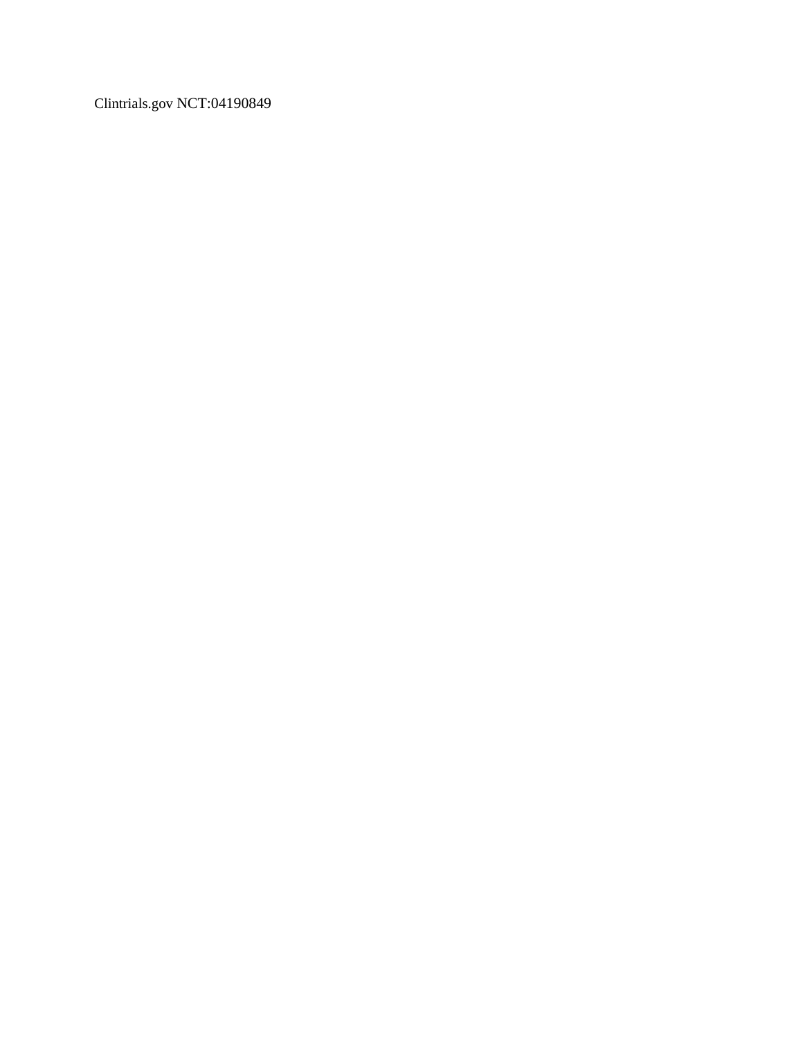Clintrials.gov NCT:04190849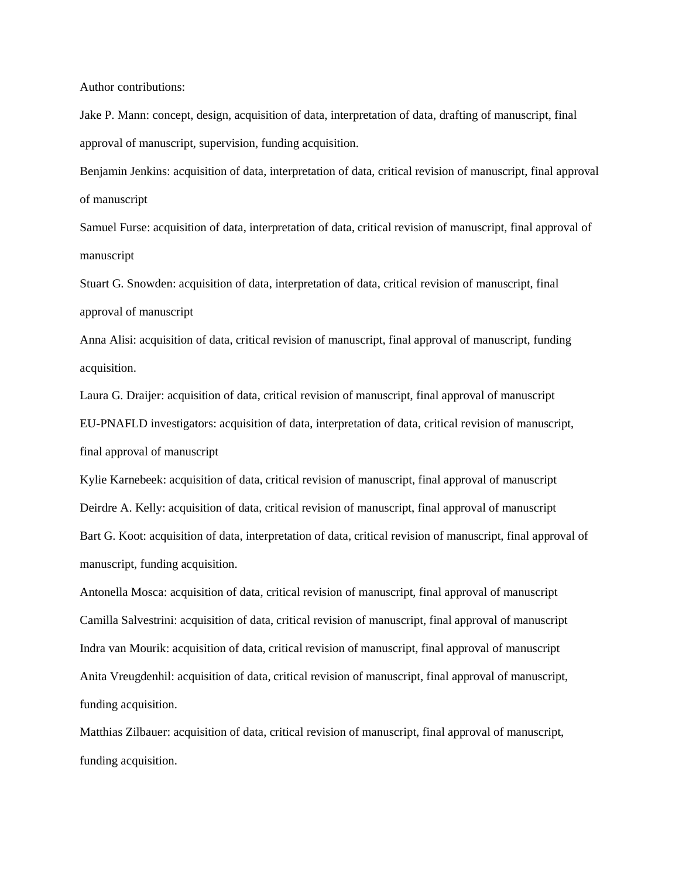Author contributions:

Jake P. Mann: concept, design, acquisition of data, interpretation of data, drafting of manuscript, final approval of manuscript, supervision, funding acquisition.

Benjamin Jenkins: acquisition of data, interpretation of data, critical revision of manuscript, final approval of manuscript

Samuel Furse: acquisition of data, interpretation of data, critical revision of manuscript, final approval of manuscript

Stuart G. Snowden: acquisition of data, interpretation of data, critical revision of manuscript, final approval of manuscript

Anna Alisi: acquisition of data, critical revision of manuscript, final approval of manuscript, funding acquisition.

Laura G. Draijer: acquisition of data, critical revision of manuscript, final approval of manuscript

EU-PNAFLD investigators: acquisition of data, interpretation of data, critical revision of manuscript, final approval of manuscript

Kylie Karnebeek: acquisition of data, critical revision of manuscript, final approval of manuscript

Deirdre A. Kelly: acquisition of data, critical revision of manuscript, final approval of manuscript

Bart G. Koot: acquisition of data, interpretation of data, critical revision of manuscript, final approval of manuscript, funding acquisition.

Antonella Mosca: acquisition of data, critical revision of manuscript, final approval of manuscript

Camilla Salvestrini: acquisition of data, critical revision of manuscript, final approval of manuscript

Indra van Mourik: acquisition of data, critical revision of manuscript, final approval of manuscript

Anita Vreugdenhil: acquisition of data, critical revision of manuscript, final approval of manuscript, funding acquisition.

Matthias Zilbauer: acquisition of data, critical revision of manuscript, final approval of manuscript, funding acquisition.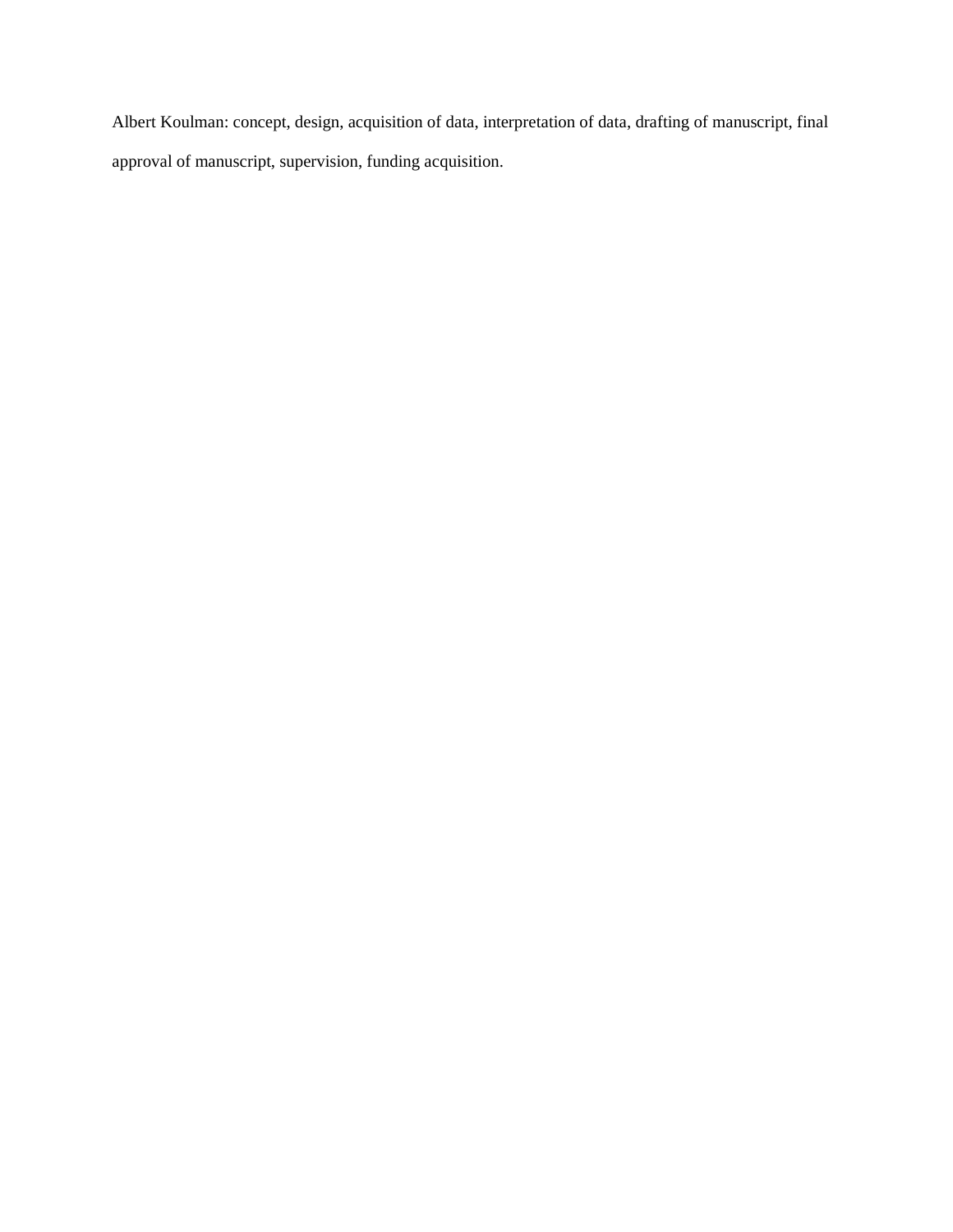Albert Koulman: concept, design, acquisition of data, interpretation of data, drafting of manuscript, final approval of manuscript, supervision, funding acquisition.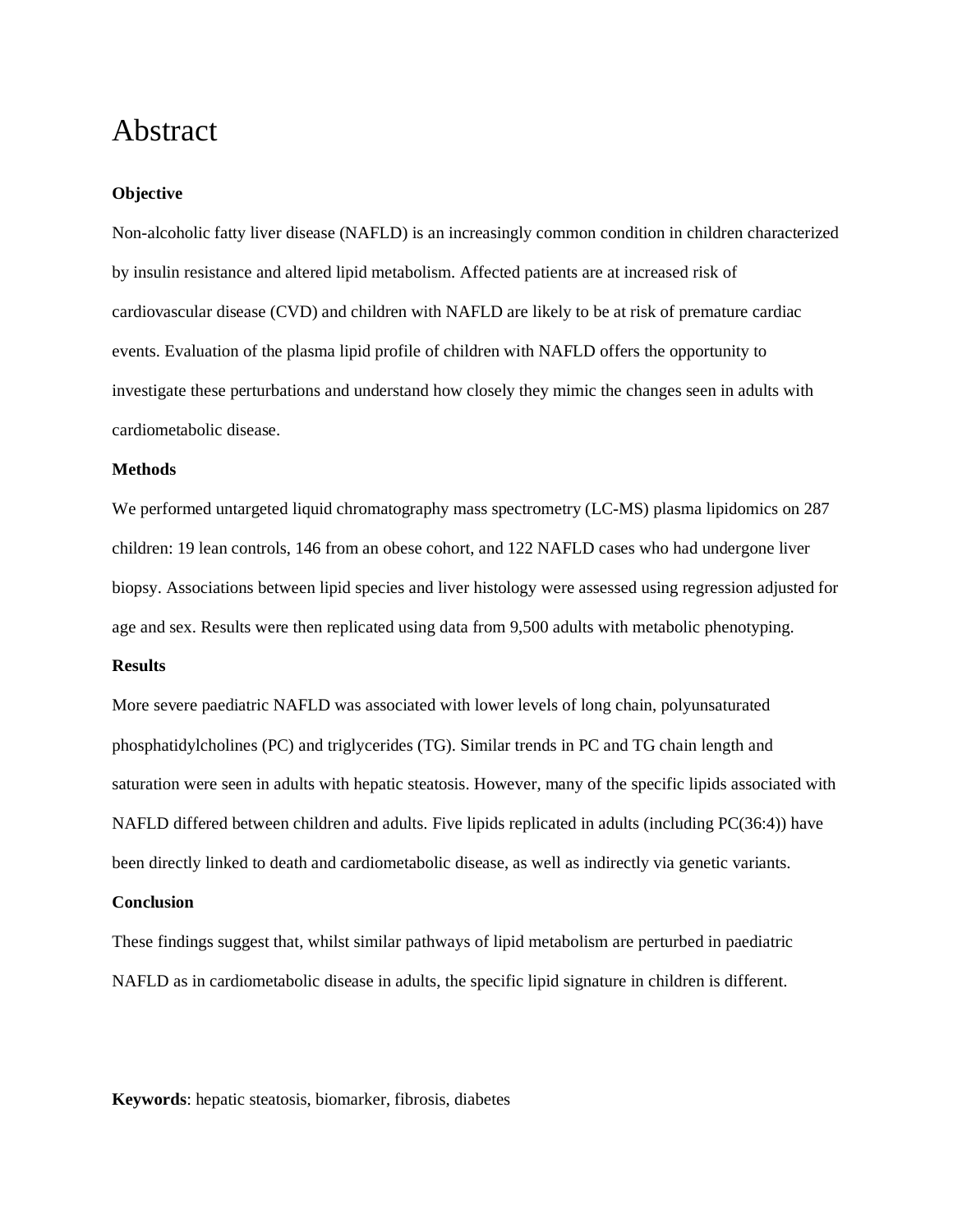# Abstract

**Objective**

Non-alcoholic fatty liver disease (NAFLD) is an increasingly common condition in children characterized by insulin resistance and altered lipid metabolism. Affected patients are at increased risk of cardiovascular disease (CVD) and children with NAFLD are likely to be at risk of premature cardiac events. Evaluation of the plasma lipid profile of children with NAFLD offers the opportunity to investigate these perturbations and understand how closely they mimic the changes seen in adults with cardiometabolic disease.

**Methods**

We performed untargeted liquid chromatography mass spectrometry (LC-MS) plasma lipidomics on 287 children: 19 lean controls, 146 from an obese cohort, and 122 NAFLD cases who had undergone liver biopsy. Associations between lipid species and liver histology were assessed using regression adjusted for age and sex. Results were then replicated using data from 9,500 adults with metabolic phenotyping.

**Results**

More severe paediatric NAFLD was associated with lower levels of long chain, polyunsaturated phosphatidylcholines (PC) and triglycerides (TG). Similar trends in PC and TG chain length and saturation were seen in adults with hepatic steatosis. However, many of the specific lipids associated with NAFLD differed between children and adults. Five lipids replicated in adults (including PC(36:4)) have been directly linked to death and cardiometabolic disease, as well as indirectly via genetic variants.

**Conclusion**

These findings suggest that, whilst similar pathways of lipid metabolism are perturbed in paediatric NAFLD as in cardiometabolic disease in adults, the specific lipid signature in children is different.

**Keywords**: hepatic steatosis, biomarker, fibrosis, diabetes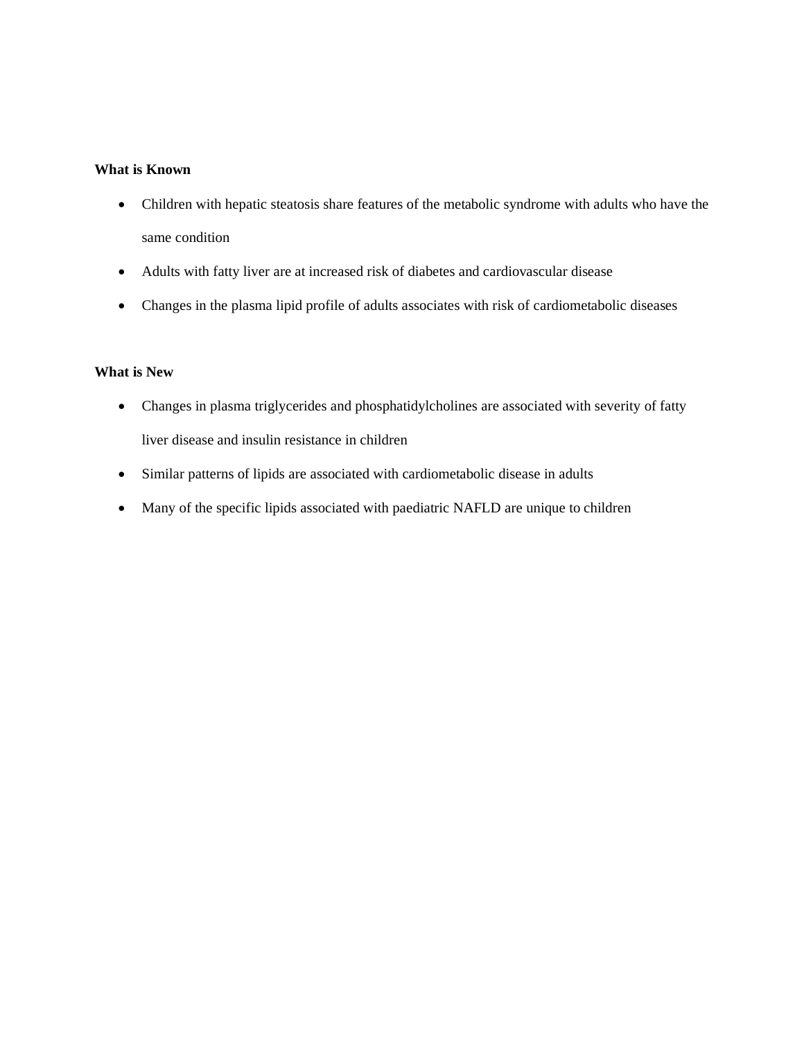## What is Known

- Children with hepatic steatosis share features of the metabolic syndrome with adults who have the same condition
- Adults with fatty liver are at increased risk of diabetes and cardiovascular disease
- Changes in the plasma lipid profile of adults associates with risk of cardiometabolic diseases

## What is New

- Changes in plasma triglycerides and phosphatidylcholines are associated with severity of fatty liver disease and insulin resistance in children
- Similar patterns of lipids are associated with cardiometabolic disease in adults
- Many of the specific lipids associated with paediatric NAFLD are unique to children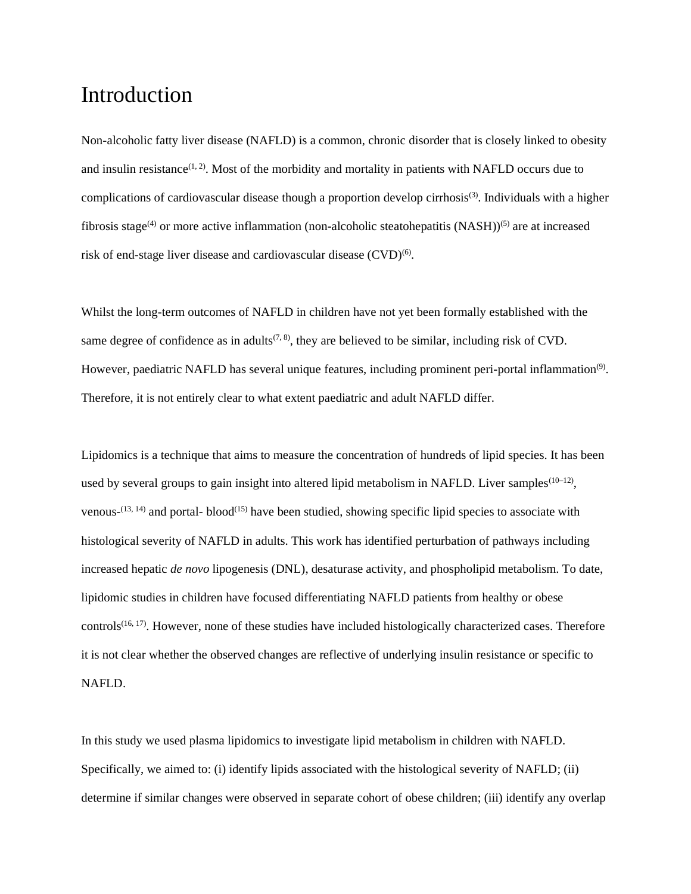# Introduction

Non-alcoholic fatty liver disease (NAFLD) is a common, chronic disorder that is closely linked to obesity and insulin resistance[1, 2]. Most of the morbidity and mortality in patients with NAFLD occurs due to complications of cardiovascular disease though a proportion develop cirrhosis[3]. Individuals with a higher fibrosis stage[4] or more active inflammation (non-alcoholic steatohepatitis (NASH))[5] are at increased risk of end-stage liver disease and cardiovascular disease (CVD)[6].

Whilst the long-term outcomes of NAFLD in children have not yet been formally established with the same degree of confidence as in adults[7, 8], they are believed to be similar, including risk of CVD. However, paediatric NAFLD has several unique features, including prominent peri-portal inflammation[9]. Therefore, it is not entirely clear to what extent paediatric and adult NAFLD differ.

Lipidomics is a technique that aims to measure the concentration of hundreds of lipid species. It has been used by several groups to gain insight into altered lipid metabolism in NAFLD. Liver samples[10–12], venous-[13, 14] and portal- blood[15] have been studied, showing specific lipid species to associate with histological severity of NAFLD in adults. This work has identified perturbation of pathways including increased hepatic *de novo* lipogenesis (DNL), desaturase activity, and phospholipid metabolism. To date, lipidomic studies in children have focused differentiating NAFLD patients from healthy or obese controls[16, 17]. However, none of these studies have included histologically characterized cases. Therefore it is not clear whether the observed changes are reflective of underlying insulin resistance or specific to NAFLD.

In this study we used plasma lipidomics to investigate lipid metabolism in children with NAFLD. Specifically, we aimed to: (i) identify lipids associated with the histological severity of NAFLD; (ii) determine if similar changes were observed in separate cohort of obese children; (iii) identify any overlap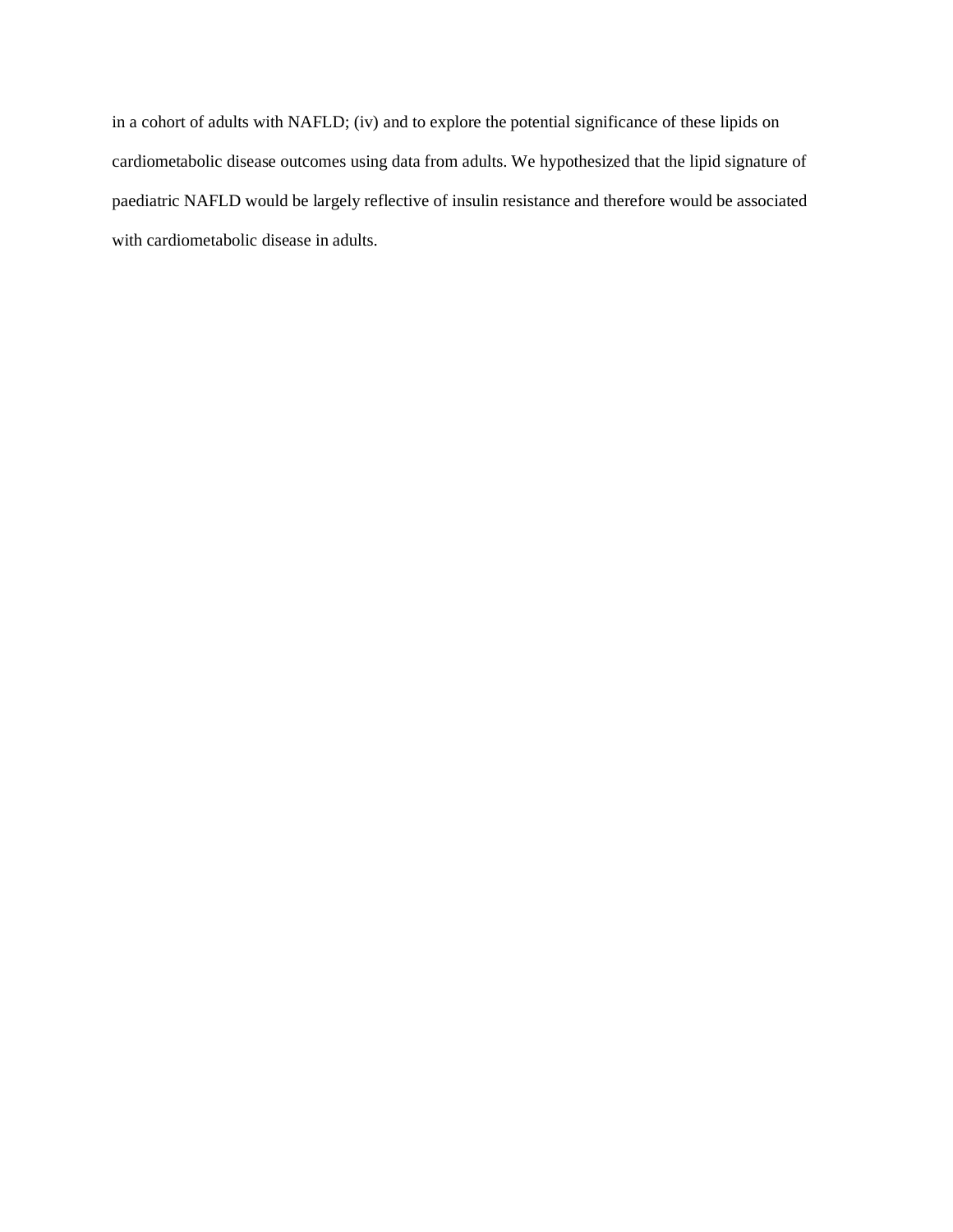in a cohort of adults with NAFLD; (iv) and to explore the potential significance of these lipids on cardiometabolic disease outcomes using data from adults. We hypothesized that the lipid signature of paediatric NAFLD would be largely reflective of insulin resistance and therefore would be associated with cardiometabolic disease in adults.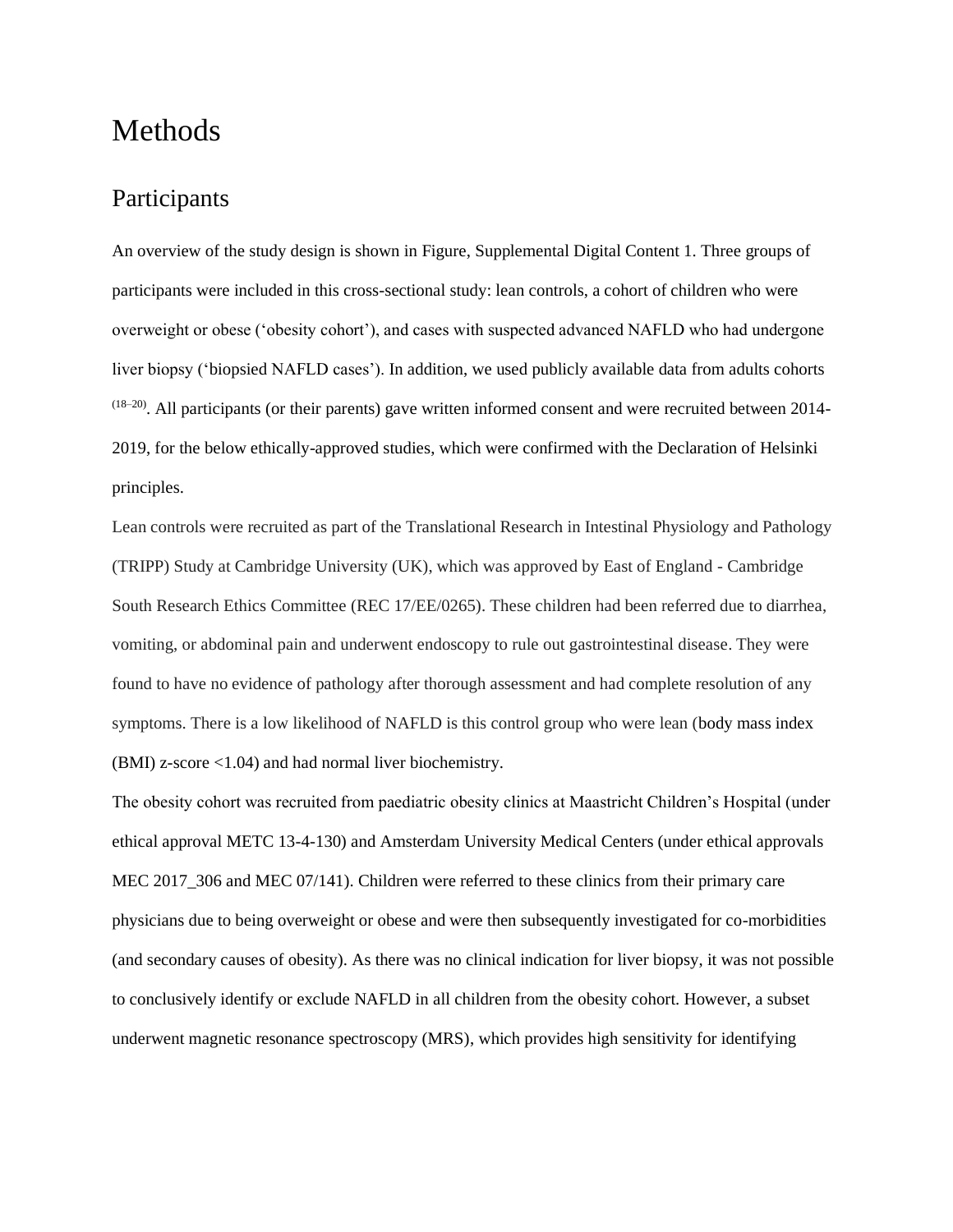# Methods

## Participants

An overview of the study design is shown in Figure, Supplemental Digital Content 1. Three groups of participants were included in this cross-sectional study: lean controls, a cohort of children who were overweight or obese ('obesity cohort'), and cases with suspected advanced NAFLD who had undergone liver biopsy ('biopsied NAFLD cases'). In addition, we used publicly available data from adults cohorts [18–20]. All participants (or their parents) gave written informed consent and were recruited between 2014-2019, for the below ethically-approved studies, which were confirmed with the Declaration of Helsinki principles.

Lean controls were recruited as part of the Translational Research in Intestinal Physiology and Pathology (TRIPP) Study at Cambridge University (UK), which was approved by East of England - Cambridge South Research Ethics Committee (REC 17/EE/0265). These children had been referred due to diarrhea, vomiting, or abdominal pain and underwent endoscopy to rule out gastrointestinal disease. They were found to have no evidence of pathology after thorough assessment and had complete resolution of any symptoms. There is a low likelihood of NAFLD is this control group who were lean (body mass index (BMI) z-score <1.04) and had normal liver biochemistry.

The obesity cohort was recruited from paediatric obesity clinics at Maastricht Children's Hospital (under ethical approval METC 13-4-130) and Amsterdam University Medical Centers (under ethical approvals MEC 2017_306 and MEC 07/141). Children were referred to these clinics from their primary care physicians due to being overweight or obese and were then subsequently investigated for co-morbidities (and secondary causes of obesity). As there was no clinical indication for liver biopsy, it was not possible to conclusively identify or exclude NAFLD in all children from the obesity cohort. However, a subset underwent magnetic resonance spectroscopy (MRS), which provides high sensitivity for identifying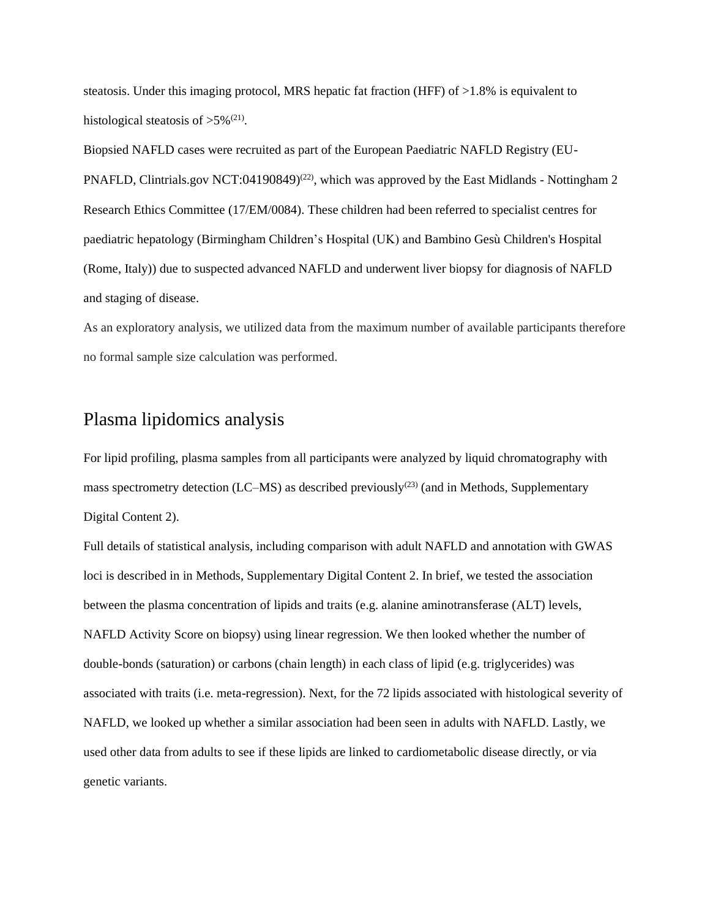steatosis. Under this imaging protocol, MRS hepatic fat fraction (HFF) of >1.8% is equivalent to histological steatosis of >5%[21].

Biopsied NAFLD cases were recruited as part of the European Paediatric NAFLD Registry (EU-PNAFLD, Clintrials.gov NCT:04190849)[22], which was approved by the East Midlands - Nottingham 2 Research Ethics Committee (17/EM/0084). These children had been referred to specialist centres for paediatric hepatology (Birmingham Children's Hospital (UK) and Bambino Gesù Children's Hospital (Rome, Italy)) due to suspected advanced NAFLD and underwent liver biopsy for diagnosis of NAFLD and staging of disease.

As an exploratory analysis, we utilized data from the maximum number of available participants therefore no formal sample size calculation was performed.

## Plasma lipidomics analysis

For lipid profiling, plasma samples from all participants were analyzed by liquid chromatography with mass spectrometry detection (LC–MS) as described previously[23] (and in Methods, Supplementary Digital Content 2).

Full details of statistical analysis, including comparison with adult NAFLD and annotation with GWAS loci is described in in Methods, Supplementary Digital Content 2. In brief, we tested the association between the plasma concentration of lipids and traits (e.g. alanine aminotransferase (ALT) levels, NAFLD Activity Score on biopsy) using linear regression. We then looked whether the number of double-bonds (saturation) or carbons (chain length) in each class of lipid (e.g. triglycerides) was associated with traits (i.e. meta-regression). Next, for the 72 lipids associated with histological severity of NAFLD, we looked up whether a similar association had been seen in adults with NAFLD. Lastly, we used other data from adults to see if these lipids are linked to cardiometabolic disease directly, or via genetic variants.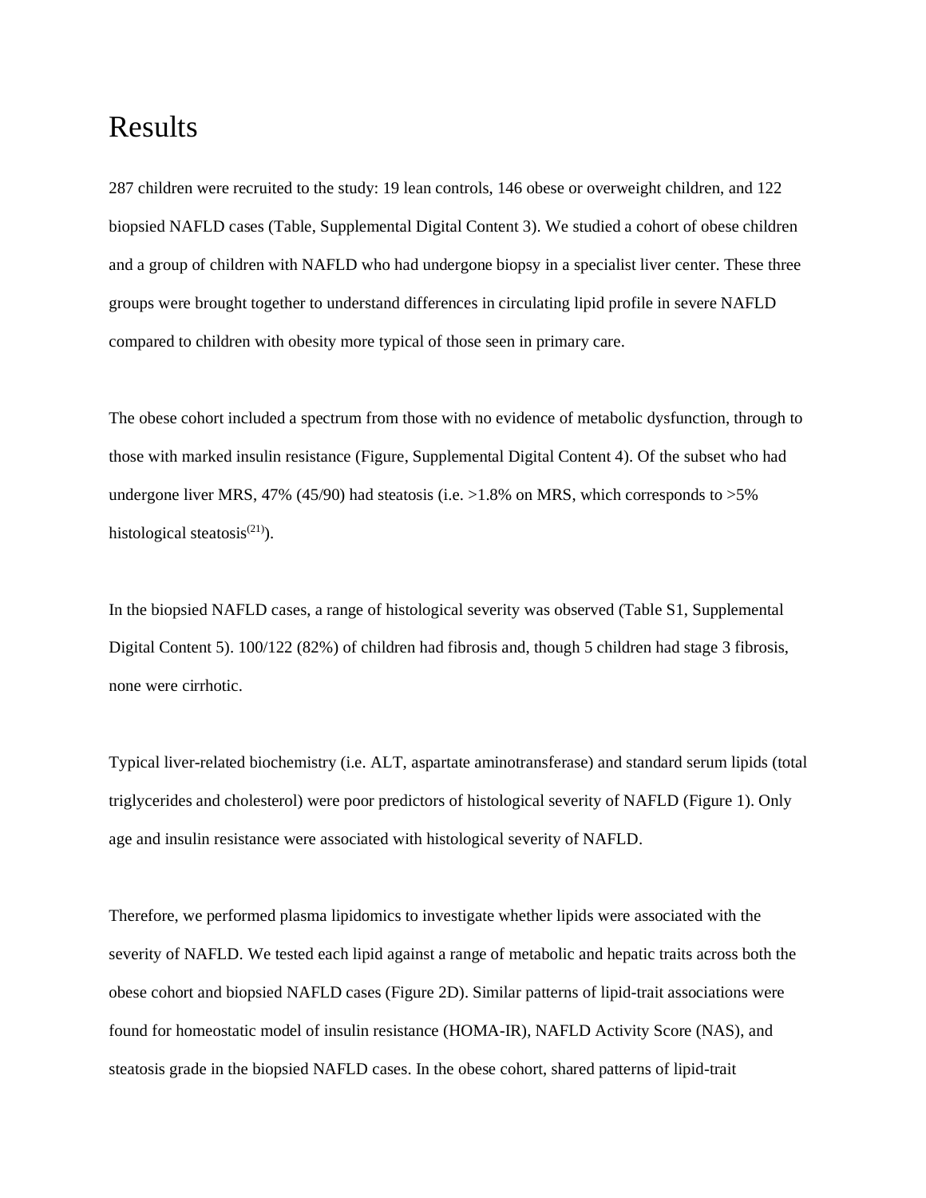# Results

287 children were recruited to the study: 19 lean controls, 146 obese or overweight children, and 122 biopsied NAFLD cases (Table, Supplemental Digital Content 3). We studied a cohort of obese children and a group of children with NAFLD who had undergone biopsy in a specialist liver center. These three groups were brought together to understand differences in circulating lipid profile in severe NAFLD compared to children with obesity more typical of those seen in primary care.

The obese cohort included a spectrum from those with no evidence of metabolic dysfunction, through to those with marked insulin resistance (Figure, Supplemental Digital Content 4). Of the subset who had undergone liver MRS, 47% (45/90) had steatosis (i.e. >1.8% on MRS, which corresponds to >5% histological steatosis[21]).

In the biopsied NAFLD cases, a range of histological severity was observed (Table S1, Supplemental Digital Content 5). 100/122 (82%) of children had fibrosis and, though 5 children had stage 3 fibrosis, none were cirrhotic.

Typical liver-related biochemistry (i.e. ALT, aspartate aminotransferase) and standard serum lipids (total triglycerides and cholesterol) were poor predictors of histological severity of NAFLD (Figure 1). Only age and insulin resistance were associated with histological severity of NAFLD.

Therefore, we performed plasma lipidomics to investigate whether lipids were associated with the severity of NAFLD. We tested each lipid against a range of metabolic and hepatic traits across both the obese cohort and biopsied NAFLD cases (Figure 2D). Similar patterns of lipid-trait associations were found for homeostatic model of insulin resistance (HOMA-IR), NAFLD Activity Score (NAS), and steatosis grade in the biopsied NAFLD cases. In the obese cohort, shared patterns of lipid-trait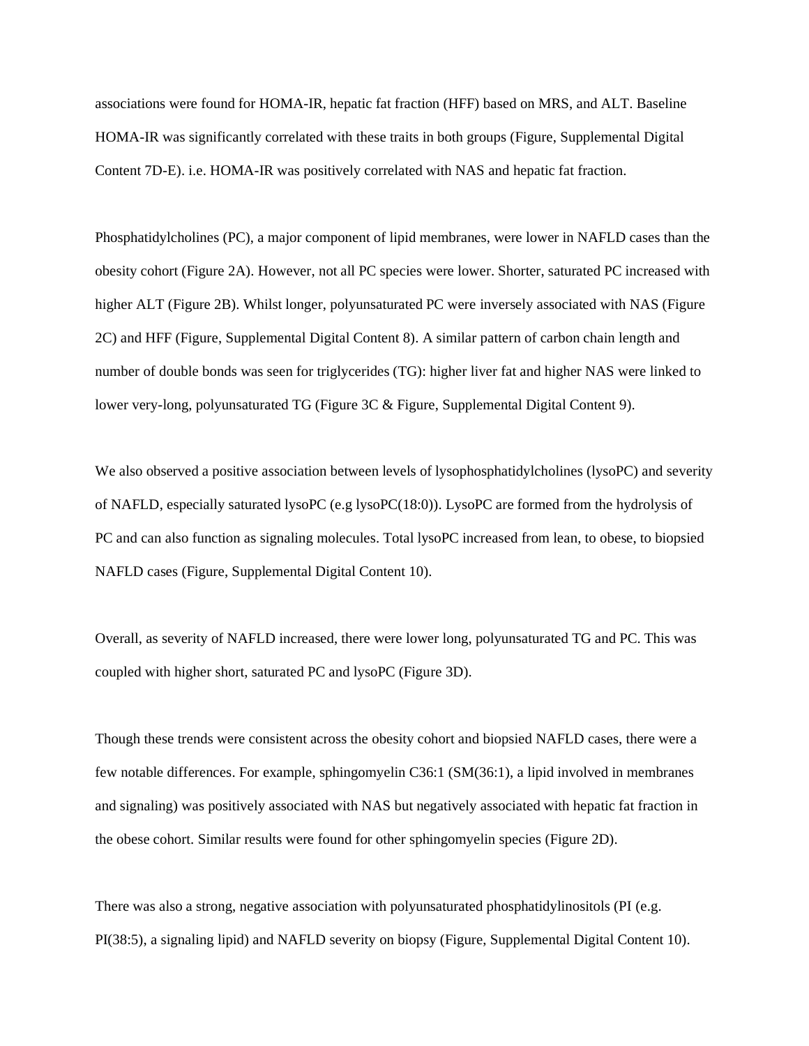associations were found for HOMA-IR, hepatic fat fraction (HFF) based on MRS, and ALT. Baseline HOMA-IR was significantly correlated with these traits in both groups (Figure, Supplemental Digital Content 7D-E). i.e. HOMA-IR was positively correlated with NAS and hepatic fat fraction.

Phosphatidylcholines (PC), a major component of lipid membranes, were lower in NAFLD cases than the obesity cohort (Figure 2A). However, not all PC species were lower. Shorter, saturated PC increased with higher ALT (Figure 2B). Whilst longer, polyunsaturated PC were inversely associated with NAS (Figure 2C) and HFF (Figure, Supplemental Digital Content 8). A similar pattern of carbon chain length and number of double bonds was seen for triglycerides (TG): higher liver fat and higher NAS were linked to lower very-long, polyunsaturated TG (Figure 3C & Figure, Supplemental Digital Content 9).

We also observed a positive association between levels of lysophosphatidylcholines (lysoPC) and severity of NAFLD, especially saturated lysoPC (e.g lysoPC(18:0)). LysoPC are formed from the hydrolysis of PC and can also function as signaling molecules. Total lysoPC increased from lean, to obese, to biopsied NAFLD cases (Figure, Supplemental Digital Content 10).

Overall, as severity of NAFLD increased, there were lower long, polyunsaturated TG and PC. This was coupled with higher short, saturated PC and lysoPC (Figure 3D).

Though these trends were consistent across the obesity cohort and biopsied NAFLD cases, there were a few notable differences. For example, sphingomyelin C36:1 (SM(36:1), a lipid involved in membranes and signaling) was positively associated with NAS but negatively associated with hepatic fat fraction in the obese cohort. Similar results were found for other sphingomyelin species (Figure 2D).

There was also a strong, negative association with polyunsaturated phosphatidylinositols (PI (e.g. PI(38:5), a signaling lipid) and NAFLD severity on biopsy (Figure, Supplemental Digital Content 10).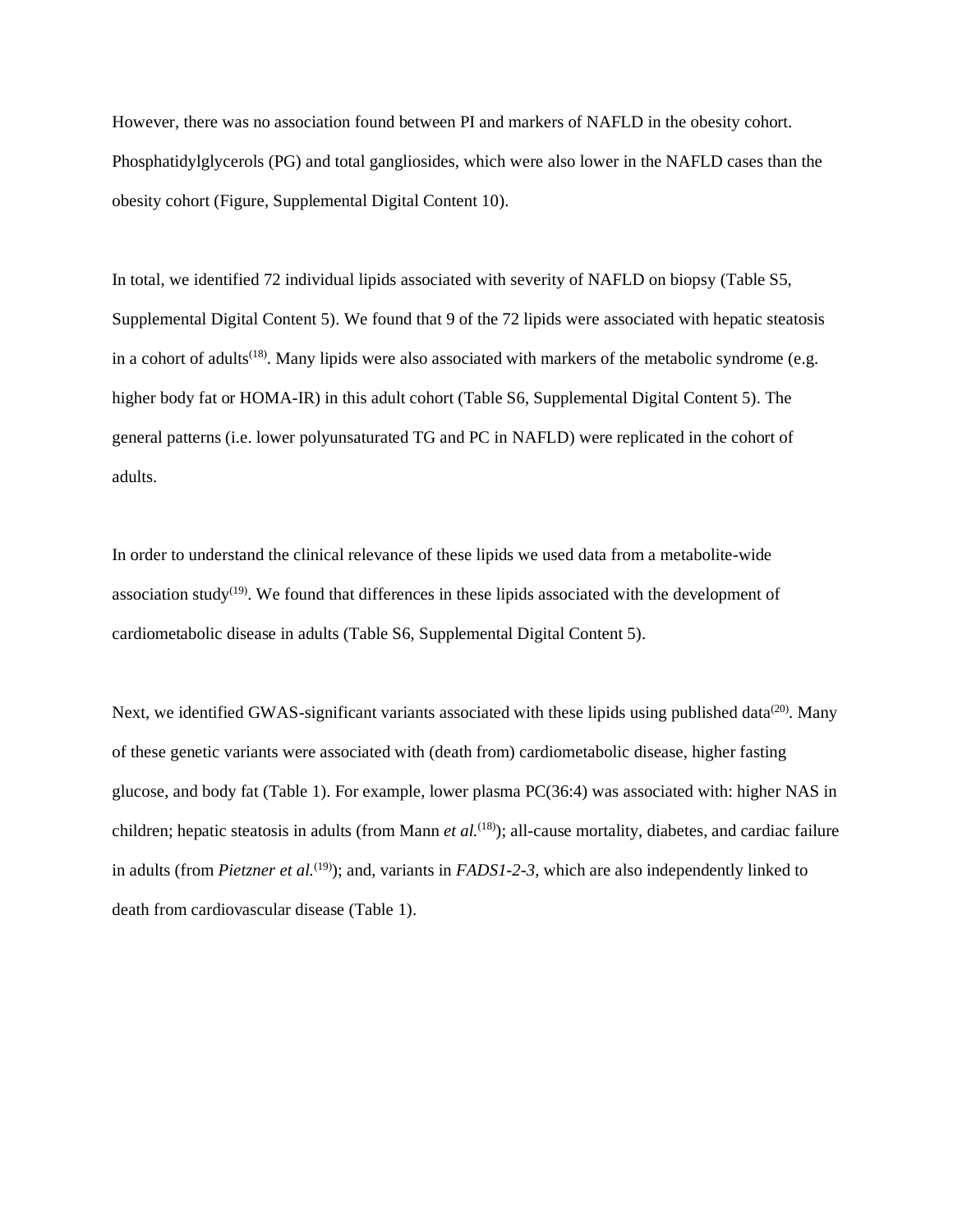However, there was no association found between PI and markers of NAFLD in the obesity cohort. Phosphatidylglycerols (PG) and total gangliosides, which were also lower in the NAFLD cases than the obesity cohort (Figure, Supplemental Digital Content 10).

In total, we identified 72 individual lipids associated with severity of NAFLD on biopsy (Table S5, Supplemental Digital Content 5). We found that 9 of the 72 lipids were associated with hepatic steatosis in a cohort of adults[18]. Many lipids were also associated with markers of the metabolic syndrome (e.g. higher body fat or HOMA-IR) in this adult cohort (Table S6, Supplemental Digital Content 5). The general patterns (i.e. lower polyunsaturated TG and PC in NAFLD) were replicated in the cohort of adults.

In order to understand the clinical relevance of these lipids we used data from a metabolite-wide association study[19]. We found that differences in these lipids associated with the development of cardiometabolic disease in adults (Table S6, Supplemental Digital Content 5).

Next, we identified GWAS-significant variants associated with these lipids using published data[20]. Many of these genetic variants were associated with (death from) cardiometabolic disease, higher fasting glucose, and body fat (Table 1). For example, lower plasma PC(36:4) was associated with: higher NAS in children; hepatic steatosis in adults (from Mann *et al.*[18]); all-cause mortality, diabetes, and cardiac failure in adults (from *Pietzner et al.*[19]); and, variants in *FADS1-2-3*, which are also independently linked to death from cardiovascular disease (Table 1).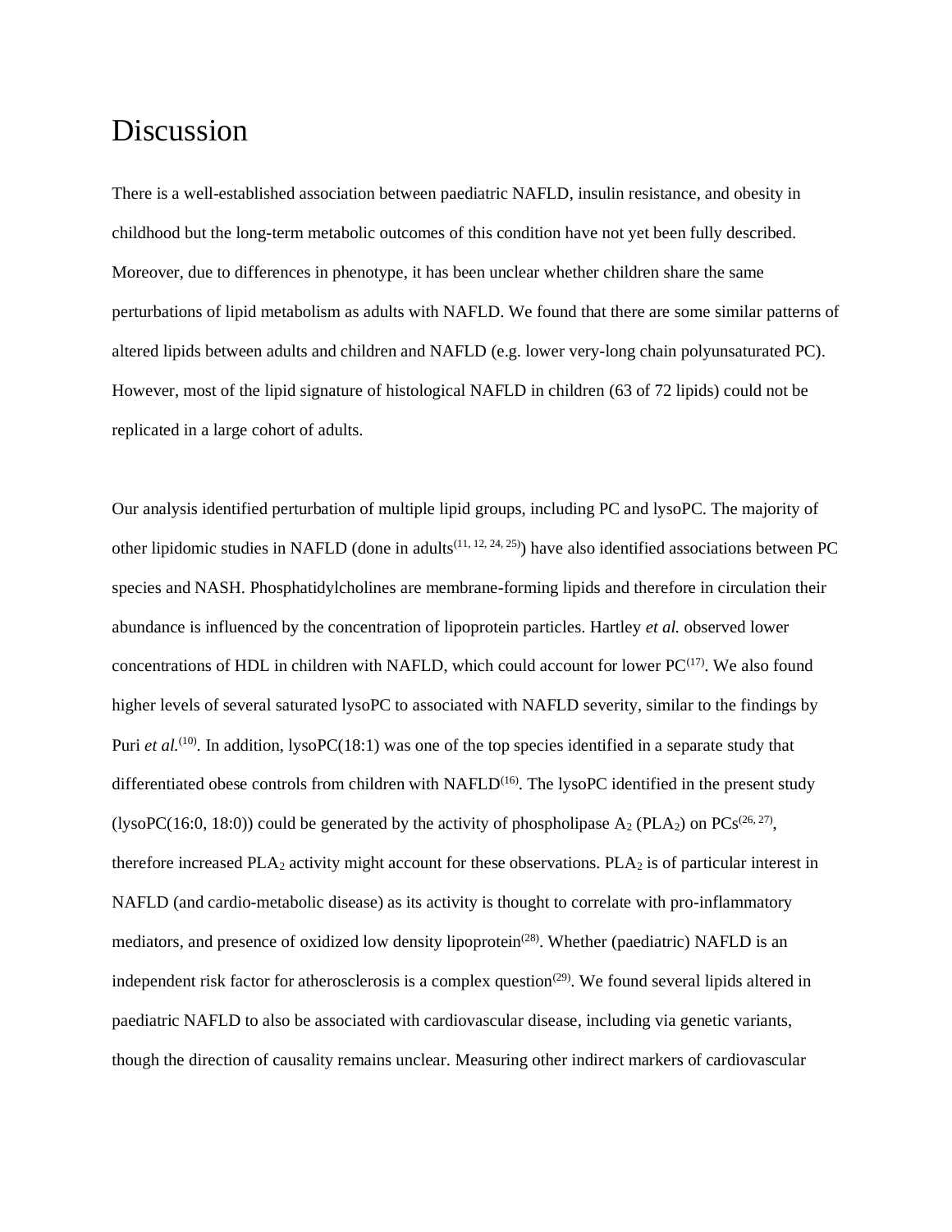# Discussion

There is a well-established association between paediatric NAFLD, insulin resistance, and obesity in childhood but the long-term metabolic outcomes of this condition have not yet been fully described. Moreover, due to differences in phenotype, it has been unclear whether children share the same perturbations of lipid metabolism as adults with NAFLD. We found that there are some similar patterns of altered lipids between adults and children and NAFLD (e.g. lower very-long chain polyunsaturated PC). However, most of the lipid signature of histological NAFLD in children (63 of 72 lipids) could not be replicated in a large cohort of adults.

Our analysis identified perturbation of multiple lipid groups, including PC and lysoPC. The majority of other lipidomic studies in NAFLD (done in adults[11, 12, 24, 25]) have also identified associations between PC species and NASH. Phosphatidylcholines are membrane-forming lipids and therefore in circulation their abundance is influenced by the concentration of lipoprotein particles. Hartley *et al.* observed lower concentrations of HDL in children with NAFLD, which could account for lower PC[17]. We also found higher levels of several saturated lysoPC to associated with NAFLD severity, similar to the findings by Puri *et al.*[10]. In addition, lysoPC(18:1) was one of the top species identified in a separate study that differentiated obese controls from children with NAFLD[16]. The lysoPC identified in the present study (lysoPC(16:0, 18:0)) could be generated by the activity of phospholipase $A_2$ ($PLA_2$) on PCs[26, 27], therefore increased $PLA_2$ activity might account for these observations. $PLA_2$ is of particular interest in NAFLD (and cardio-metabolic disease) as its activity is thought to correlate with pro-inflammatory mediators, and presence of oxidized low density lipoprotein[28]. Whether (paediatric) NAFLD is an independent risk factor for atherosclerosis is a complex question[29]. We found several lipids altered in paediatric NAFLD to also be associated with cardiovascular disease, including via genetic variants, though the direction of causality remains unclear. Measuring other indirect markers of cardiovascular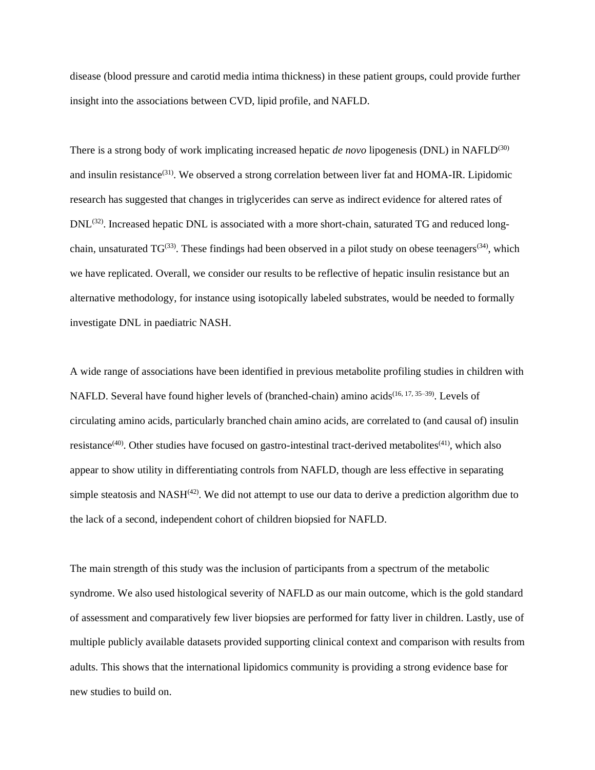disease (blood pressure and carotid media intima thickness) in these patient groups, could provide further insight into the associations between CVD, lipid profile, and NAFLD.

There is a strong body of work implicating increased hepatic *de novo* lipogenesis (DNL) in NAFLD[30] and insulin resistance[31]. We observed a strong correlation between liver fat and HOMA-IR. Lipidomic research has suggested that changes in triglycerides can serve as indirect evidence for altered rates of DNL[32]. Increased hepatic DNL is associated with a more short-chain, saturated TG and reduced long-chain, unsaturated TG[33]. These findings had been observed in a pilot study on obese teenagers[34], which we have replicated. Overall, we consider our results to be reflective of hepatic insulin resistance but an alternative methodology, for instance using isotopically labeled substrates, would be needed to formally investigate DNL in paediatric NASH.

A wide range of associations have been identified in previous metabolite profiling studies in children with NAFLD. Several have found higher levels of (branched-chain) amino acids[16, 17, 35–39]. Levels of circulating amino acids, particularly branched chain amino acids, are correlated to (and causal of) insulin resistance[40]. Other studies have focused on gastro-intestinal tract-derived metabolites[41], which also appear to show utility in differentiating controls from NAFLD, though are less effective in separating simple steatosis and NASH[42]. We did not attempt to use our data to derive a prediction algorithm due to the lack of a second, independent cohort of children biopsied for NAFLD.

The main strength of this study was the inclusion of participants from a spectrum of the metabolic syndrome. We also used histological severity of NAFLD as our main outcome, which is the gold standard of assessment and comparatively few liver biopsies are performed for fatty liver in children. Lastly, use of multiple publicly available datasets provided supporting clinical context and comparison with results from adults. This shows that the international lipidomics community is providing a strong evidence base for new studies to build on.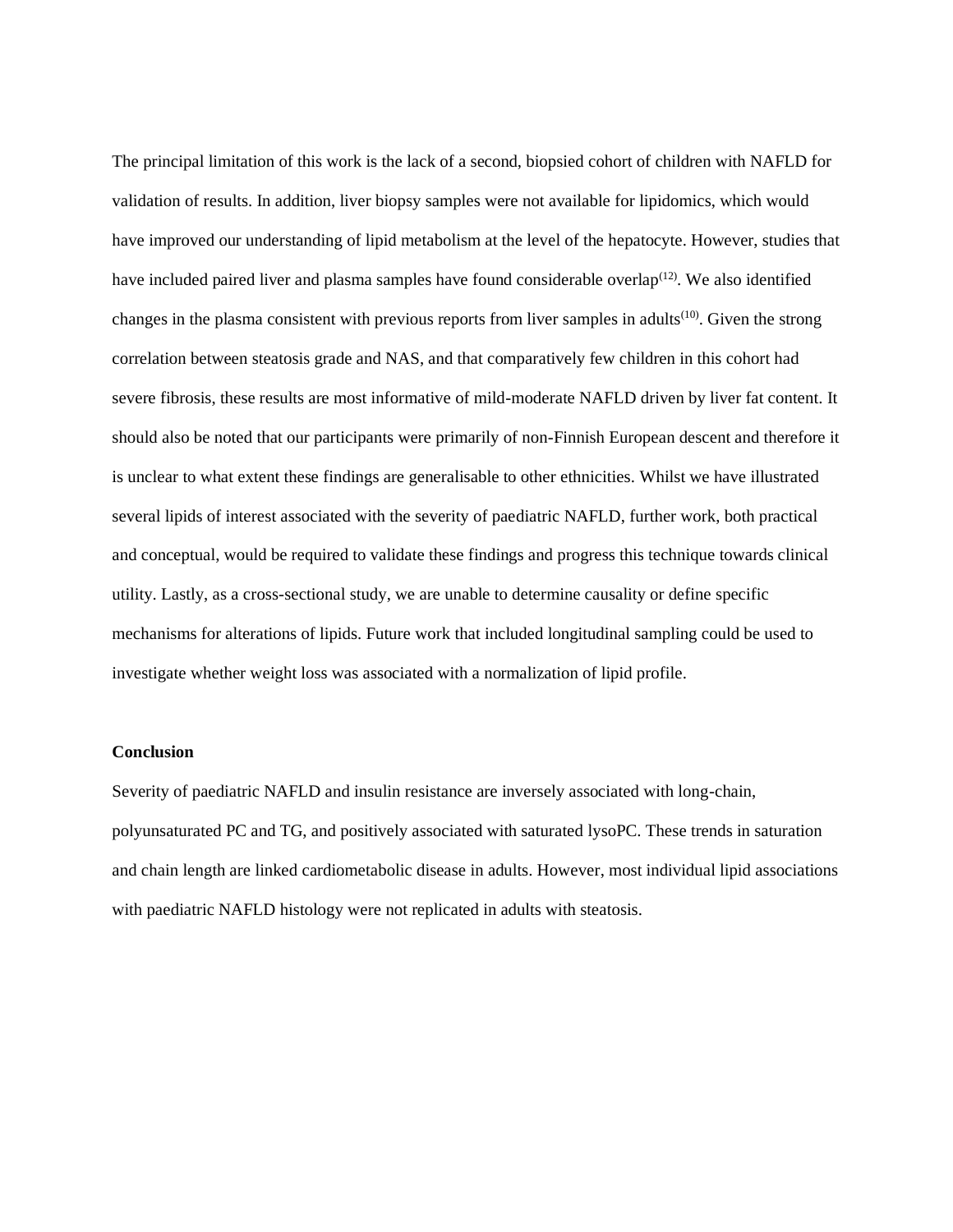The principal limitation of this work is the lack of a second, biopsied cohort of children with NAFLD for validation of results. In addition, liver biopsy samples were not available for lipidomics, which would have improved our understanding of lipid metabolism at the level of the hepatocyte. However, studies that have included paired liver and plasma samples have found considerable overlap[12]. We also identified changes in the plasma consistent with previous reports from liver samples in adults[10]. Given the strong correlation between steatosis grade and NAS, and that comparatively few children in this cohort had severe fibrosis, these results are most informative of mild-moderate NAFLD driven by liver fat content. It should also be noted that our participants were primarily of non-Finnish European descent and therefore it is unclear to what extent these findings are generalisable to other ethnicities. Whilst we have illustrated several lipids of interest associated with the severity of paediatric NAFLD, further work, both practical and conceptual, would be required to validate these findings and progress this technique towards clinical utility. Lastly, as a cross-sectional study, we are unable to determine causality or define specific mechanisms for alterations of lipids. Future work that included longitudinal sampling could be used to investigate whether weight loss was associated with a normalization of lipid profile.

**Conclusion**

Severity of paediatric NAFLD and insulin resistance are inversely associated with long-chain, polyunsaturated PC and TG, and positively associated with saturated lysoPC. These trends in saturation and chain length are linked cardiometabolic disease in adults. However, most individual lipid associations with paediatric NAFLD histology were not replicated in adults with steatosis.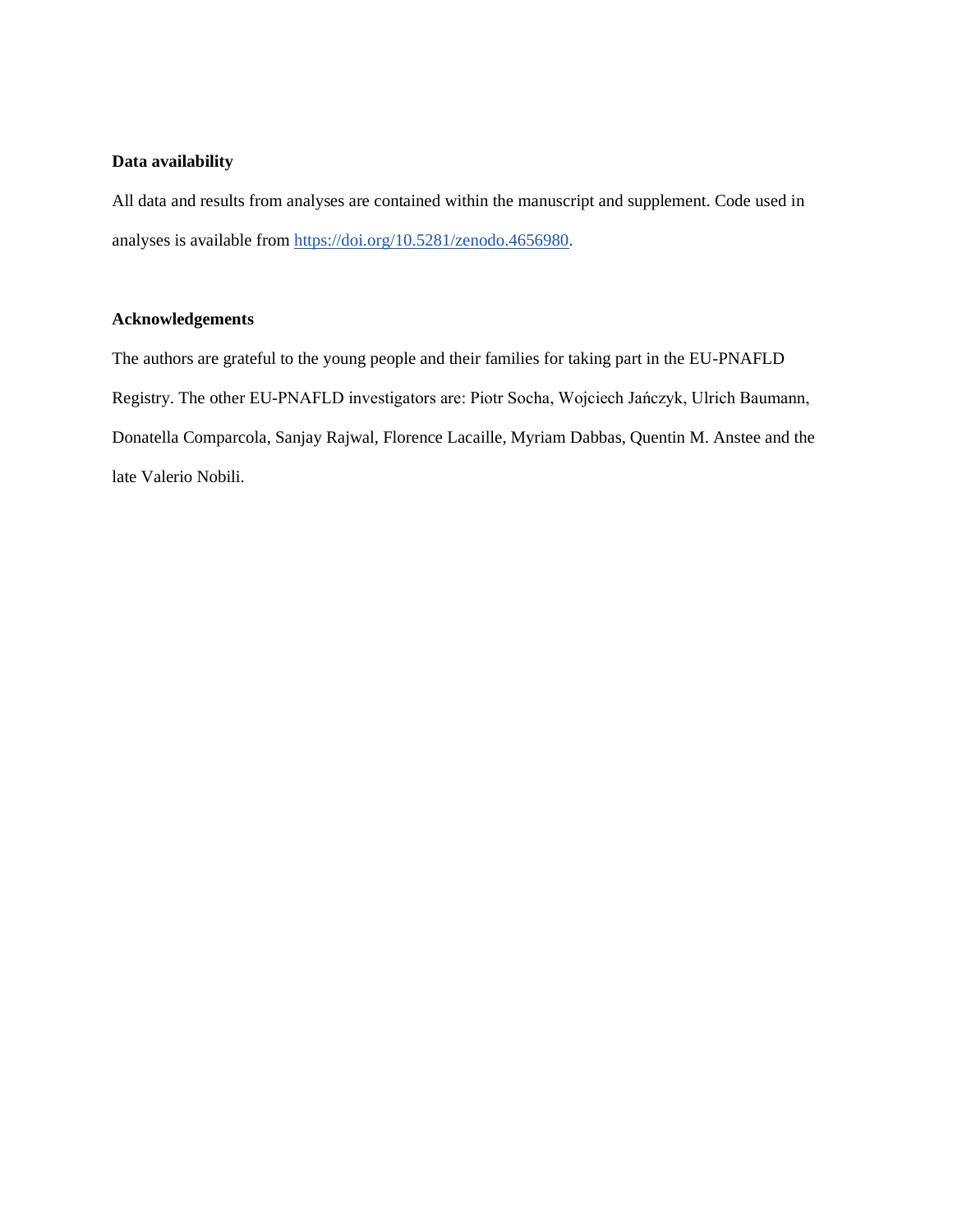**Data availability**

All data and results from analyses are contained within the manuscript and supplement. Code used in analyses is available from https://doi.org/10.5281/zenodo.4656980.

**Acknowledgements**

The authors are grateful to the young people and their families for taking part in the EU-PNAFLD Registry. The other EU-PNAFLD investigators are: Piotr Socha, Wojciech Jańczyk, Ulrich Baumann, Donatella Comparcola, Sanjay Rajwal, Florence Lacaille, Myriam Dabbas, Quentin M. Anstee and the late Valerio Nobili.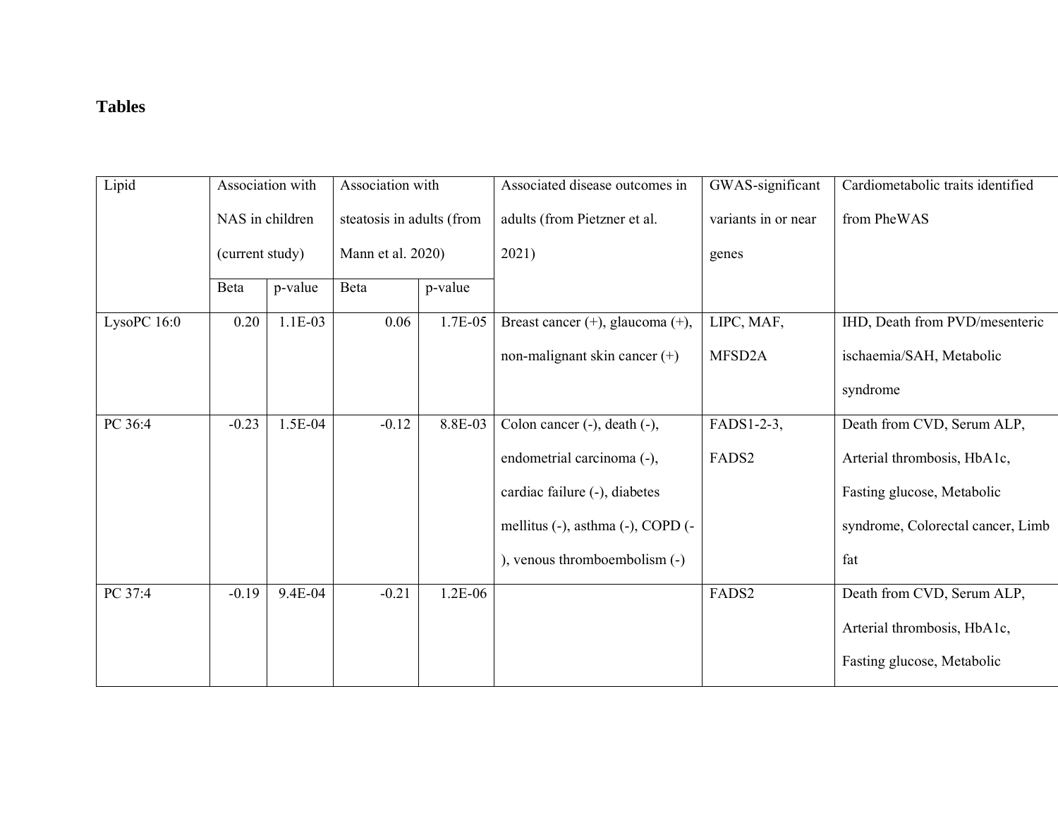## Tables

| Lipid | Association with NAS in children (current study) | | Association with steatosis in adults (from Mann et al. 2020) | | Associated disease outcomes in adults (from Pietzner et al. 2021) | GWAS-significant variants in or near genes | Cardiometabolic traits identified from PheWAS |
|---|---|---|---|---|---|---|---|
| | Beta | p-value | Beta | p-value | | | |
| LysoPC 16:0 | 0.20 | 1.1E-03 | 0.06 | 1.7E-05 | Breast cancer (+), glaucoma (+), non-malignant skin cancer (+) | LIPC, MAF, MFSD2A | IHD, Death from PVD/mesenteric ischaemia/SAH, Metabolic syndrome |
| PC 36:4 | -0.23 | 1.5E-04 | -0.12 | 8.8E-03 | Colon cancer (-), death (-), endometrial carcinoma (-), cardiac failure (-), diabetes mellitus (-), asthma (-), COPD (-), venous thromboembolism (-) | FADS1-2-3, FADS2 | Death from CVD, Serum ALP, Arterial thrombosis, HbA1c, Fasting glucose, Metabolic syndrome, Colorectal cancer, Limb fat |
| PC 37:4 | -0.19 | 9.4E-04 | -0.21 | 1.2E-06 | | FADS2 | Death from CVD, Serum ALP, Arterial thrombosis, HbA1c, Fasting glucose, Metabolic |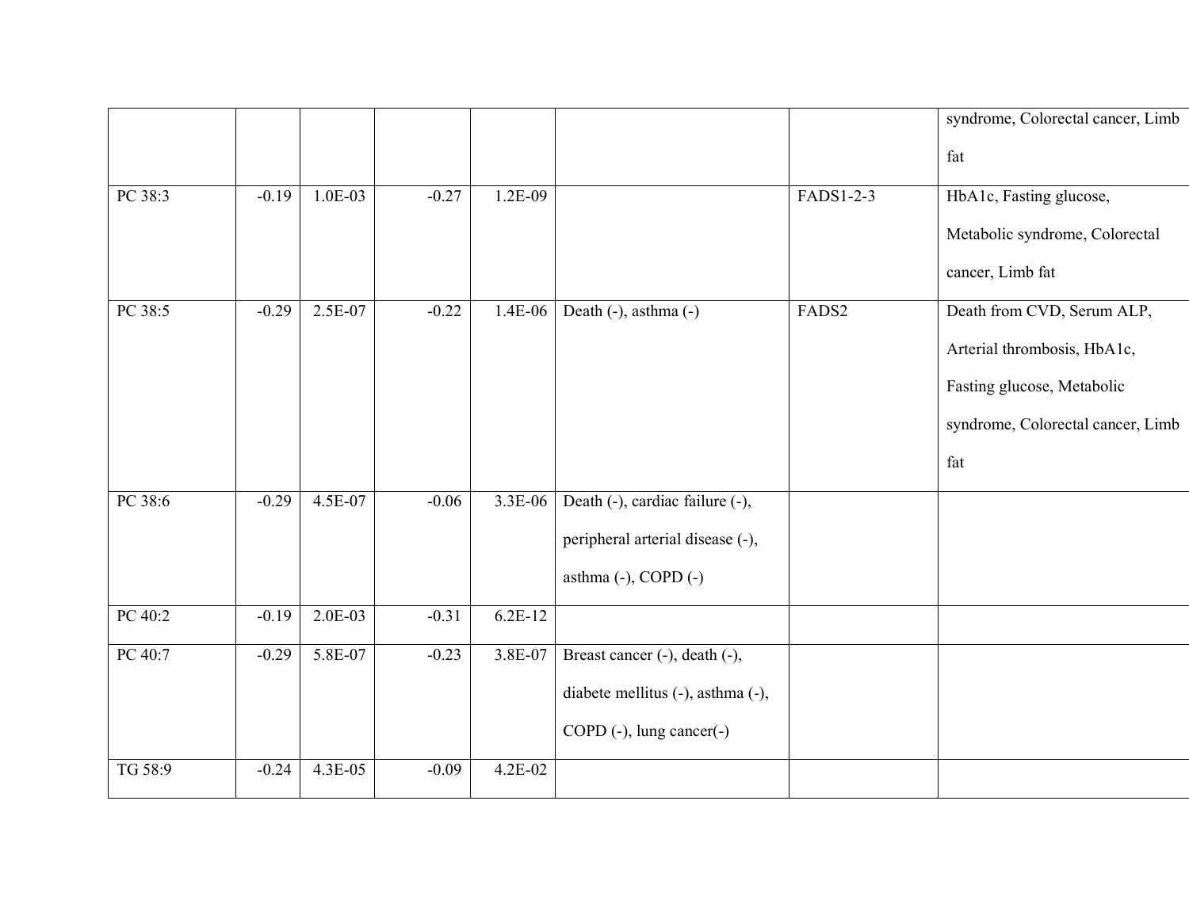| | | | | | | | |
|---|---|---|---|---|---|---|---|
| | | | | | | | syndrome, Colorectal cancer, Limb fat |
| PC 38:3 | -0.19 | 1.0E-03 | -0.27 | 1.2E-09 | | FADS1-2-3 | HbA1c, Fasting glucose, Metabolic syndrome, Colorectal cancer, Limb fat |
| PC 38:5 | -0.29 | 2.5E-07 | -0.22 | 1.4E-06 | Death (-), asthma (-) | FADS2 | Death from CVD, Serum ALP, Arterial thrombosis, HbA1c, Fasting glucose, Metabolic syndrome, Colorectal cancer, Limb fat |
| PC 38:6 | -0.29 | 4.5E-07 | -0.06 | 3.3E-06 | Death (-), cardiac failure (-), peripheral arterial disease (-), asthma (-), COPD (-) | | |
| PC 40:2 | -0.19 | 2.0E-03 | -0.31 | 6.2E-12 | | | |
| PC 40:7 | -0.29 | 5.8E-07 | -0.23 | 3.8E-07 | Breast cancer (-), death (-), diabete mellitus (-), asthma (-), COPD (-), lung cancer(-) | | |
| TG 58:9 | -0.24 | 4.3E-05 | -0.09 | 4.2E-02 | | | |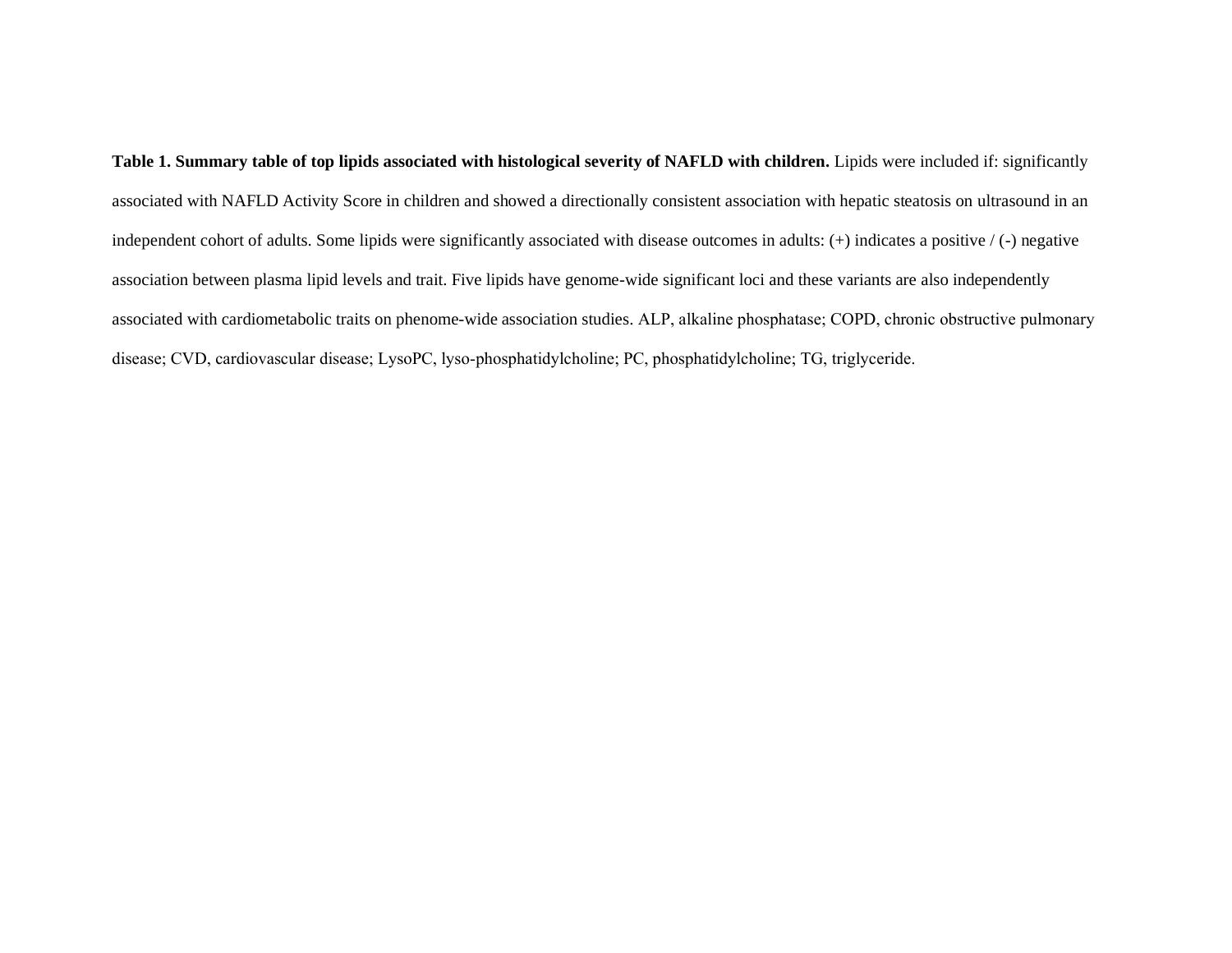**Table 1. Summary table of top lipids associated with histological severity of NAFLD with children.** Lipids were included if: significantly associated with NAFLD Activity Score in children and showed a directionally consistent association with hepatic steatosis on ultrasound in an independent cohort of adults. Some lipids were significantly associated with disease outcomes in adults: (+) indicates a positive / (-) negative association between plasma lipid levels and trait. Five lipids have genome-wide significant loci and these variants are also independently associated with cardiometabolic traits on phenome-wide association studies. ALP, alkaline phosphatase; COPD, chronic obstructive pulmonary disease; CVD, cardiovascular disease; LysoPC, lyso-phosphatidylcholine; PC, phosphatidylcholine; TG, triglyceride.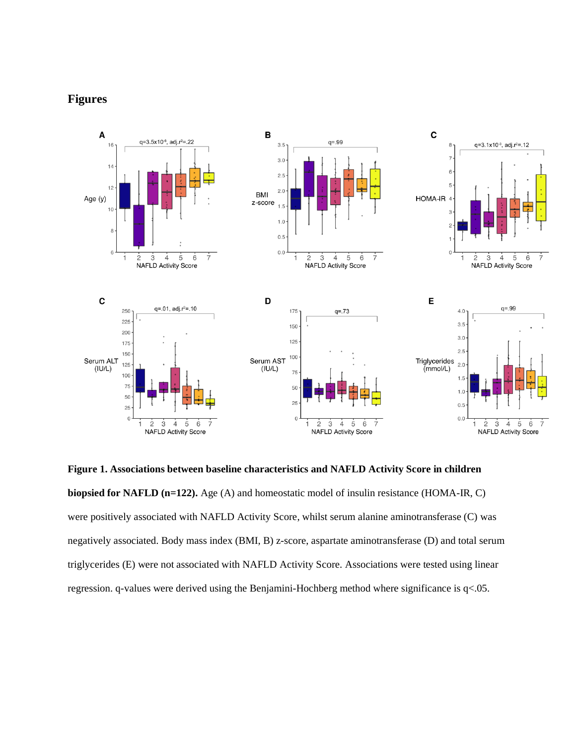# Figures

**Figure 1. Associations between baseline characteristics and NAFLD Activity Score in children biopsied for NAFLD (n=122).** Age (A) and homeostatic model of insulin resistance (HOMA-IR, C) were positively associated with NAFLD Activity Score, whilst serum alanine aminotransferase (C) was negatively associated. Body mass index (BMI, B) z-score, aspartate aminotransferase (D) and total serum triglycerides (E) were not associated with NAFLD Activity Score. Associations were tested using linear regression. q-values were derived using the Benjamini-Hochberg method where significance is q<.05.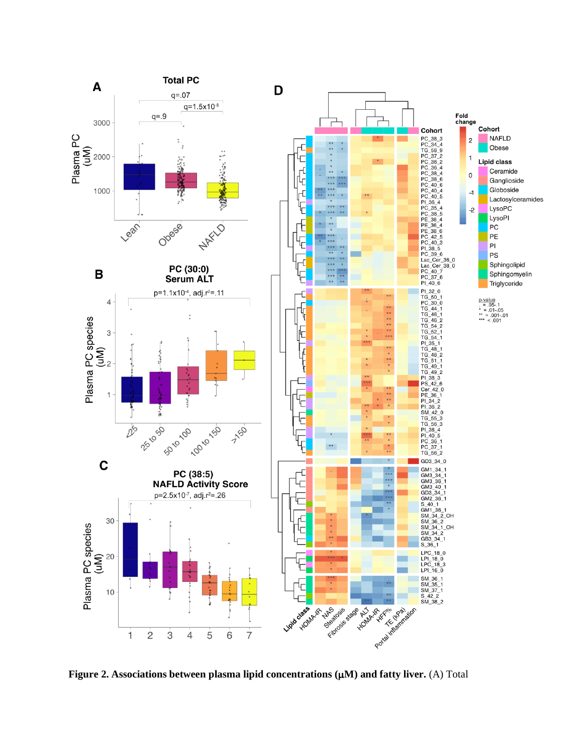**Figure 2. Associations between plasma lipid concentrations (μM) and fatty liver.** (A) Total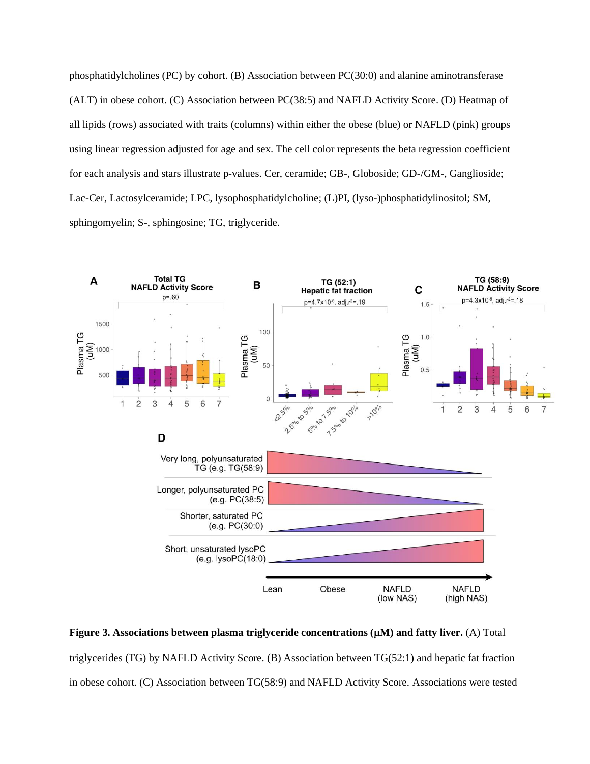phosphatidylcholines (PC) by cohort. (B) Association between PC(30:0) and alanine aminotransferase (ALT) in obese cohort. (C) Association between PC(38:5) and NAFLD Activity Score. (D) Heatmap of all lipids (rows) associated with traits (columns) within either the obese (blue) or NAFLD (pink) groups using linear regression adjusted for age and sex. The cell color represents the beta regression coefficient for each analysis and stars illustrate p-values. Cer, ceramide; GB-, Globoside; GD-/GM-, Ganglioside; Lac-Cer, Lactosylceramide; LPC, lysophosphatidylcholine; (L)PI, (lyso-)phosphatidylinositol; SM, sphingomyelin; S-, sphingosine; TG, triglyceride.

**Figure 3. Associations between plasma triglyceride concentrations (μM) and fatty liver.** (A) Total triglycerides (TG) by NAFLD Activity Score. (B) Association between TG(52:1) and hepatic fat fraction in obese cohort. (C) Association between TG(58:9) and NAFLD Activity Score. Associations were tested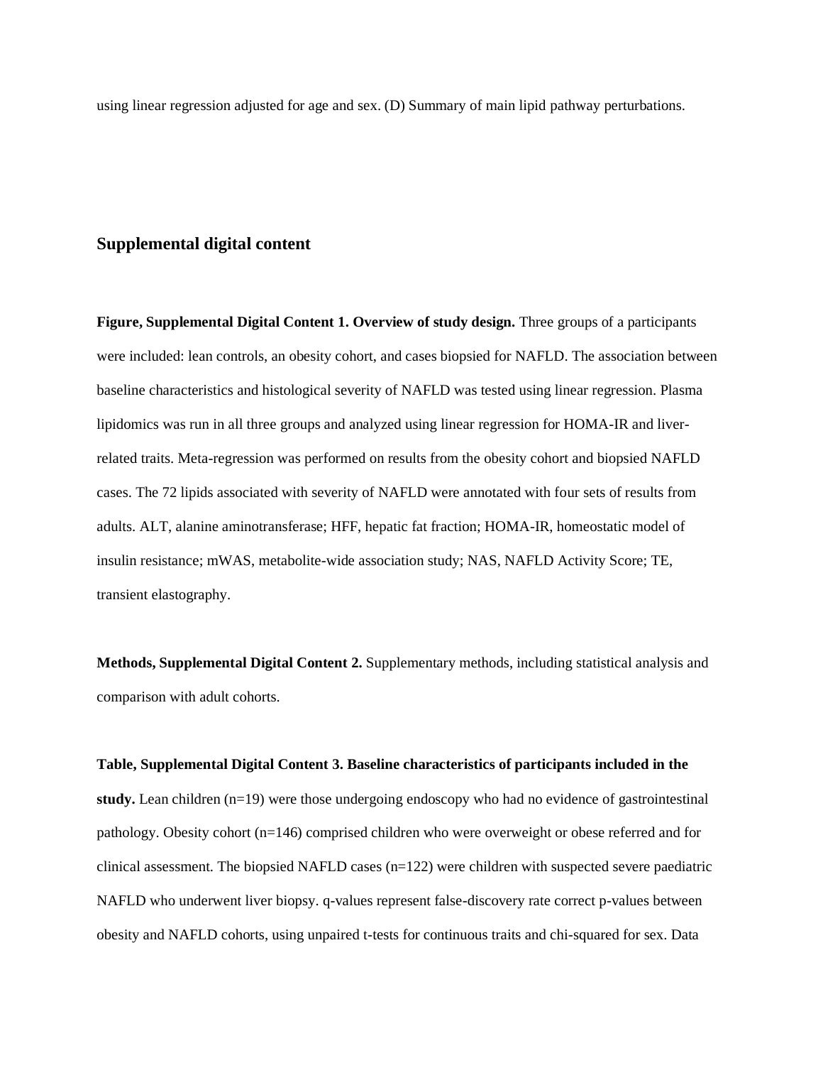using linear regression adjusted for age and sex. (D) Summary of main lipid pathway perturbations.

## Supplemental digital content

**Figure, Supplemental Digital Content 1. Overview of study design.** Three groups of a participants were included: lean controls, an obesity cohort, and cases biopsied for NAFLD. The association between baseline characteristics and histological severity of NAFLD was tested using linear regression. Plasma lipidomics was run in all three groups and analyzed using linear regression for HOMA-IR and liver-related traits. Meta-regression was performed on results from the obesity cohort and biopsied NAFLD cases. The 72 lipids associated with severity of NAFLD were annotated with four sets of results from adults. ALT, alanine aminotransferase; HFF, hepatic fat fraction; HOMA-IR, homeostatic model of insulin resistance; mWAS, metabolite-wide association study; NAS, NAFLD Activity Score; TE, transient elastography.

**Methods, Supplemental Digital Content 2.** Supplementary methods, including statistical analysis and comparison with adult cohorts.

**Table, Supplemental Digital Content 3. Baseline characteristics of participants included in the study.** Lean children (n=19) were those undergoing endoscopy who had no evidence of gastrointestinal pathology. Obesity cohort (n=146) comprised children who were overweight or obese referred and for clinical assessment. The biopsied NAFLD cases (n=122) were children with suspected severe paediatric NAFLD who underwent liver biopsy. q-values represent false-discovery rate correct p-values between obesity and NAFLD cohorts, using unpaired t-tests for continuous traits and chi-squared for sex. Data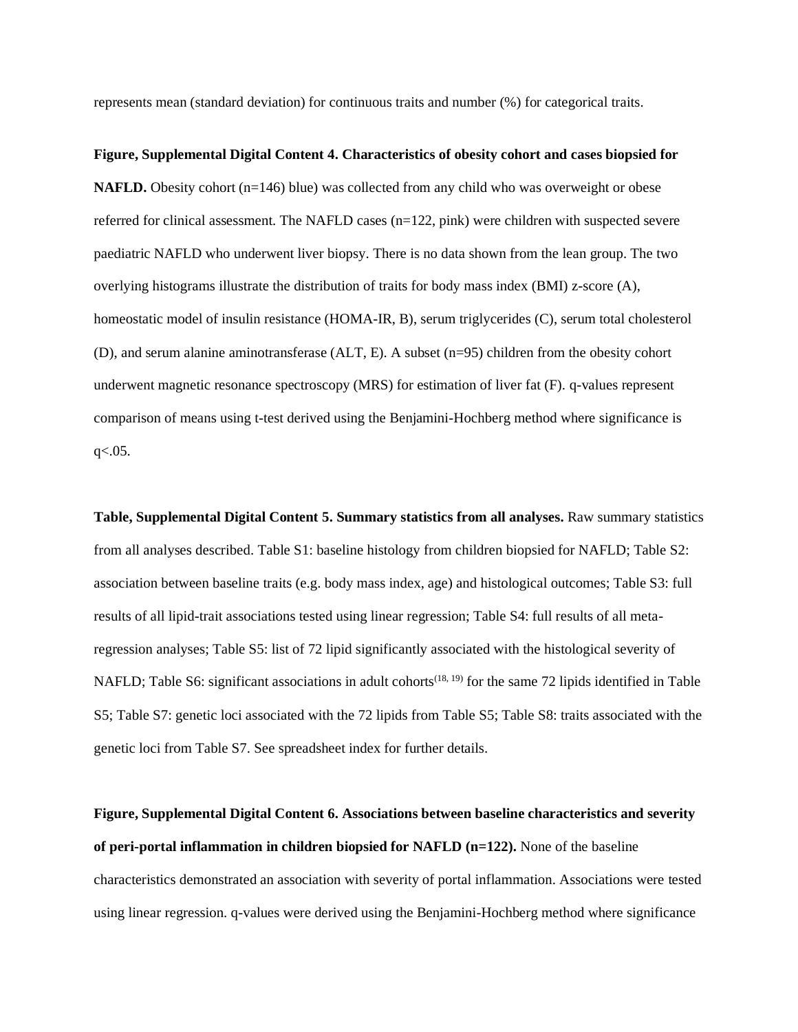represents mean (standard deviation) for continuous traits and number (%) for categorical traits.

**Figure, Supplemental Digital Content 4. Characteristics of obesity cohort and cases biopsied for NAFLD.** Obesity cohort (n=146) blue) was collected from any child who was overweight or obese referred for clinical assessment. The NAFLD cases (n=122, pink) were children with suspected severe paediatric NAFLD who underwent liver biopsy. There is no data shown from the lean group. The two overlying histograms illustrate the distribution of traits for body mass index (BMI) z-score (A), homeostatic model of insulin resistance (HOMA-IR, B), serum triglycerides (C), serum total cholesterol (D), and serum alanine aminotransferase (ALT, E). A subset (n=95) children from the obesity cohort underwent magnetic resonance spectroscopy (MRS) for estimation of liver fat (F). q-values represent comparison of means using t-test derived using the Benjamini-Hochberg method where significance is q<.05.

**Table, Supplemental Digital Content 5. Summary statistics from all analyses.** Raw summary statistics from all analyses described. Table S1: baseline histology from children biopsied for NAFLD; Table S2: association between baseline traits (e.g. body mass index, age) and histological outcomes; Table S3: full results of all lipid-trait associations tested using linear regression; Table S4: full results of all meta-regression analyses; Table S5: list of 72 lipid significantly associated with the histological severity of NAFLD; Table S6: significant associations in adult cohorts[18, 19] for the same 72 lipids identified in Table S5; Table S7: genetic loci associated with the 72 lipids from Table S5; Table S8: traits associated with the genetic loci from Table S7. See spreadsheet index for further details.

**Figure, Supplemental Digital Content 6. Associations between baseline characteristics and severity of peri-portal inflammation in children biopsied for NAFLD (n=122).** None of the baseline characteristics demonstrated an association with severity of portal inflammation. Associations were tested using linear regression. q-values were derived using the Benjamini-Hochberg method where significance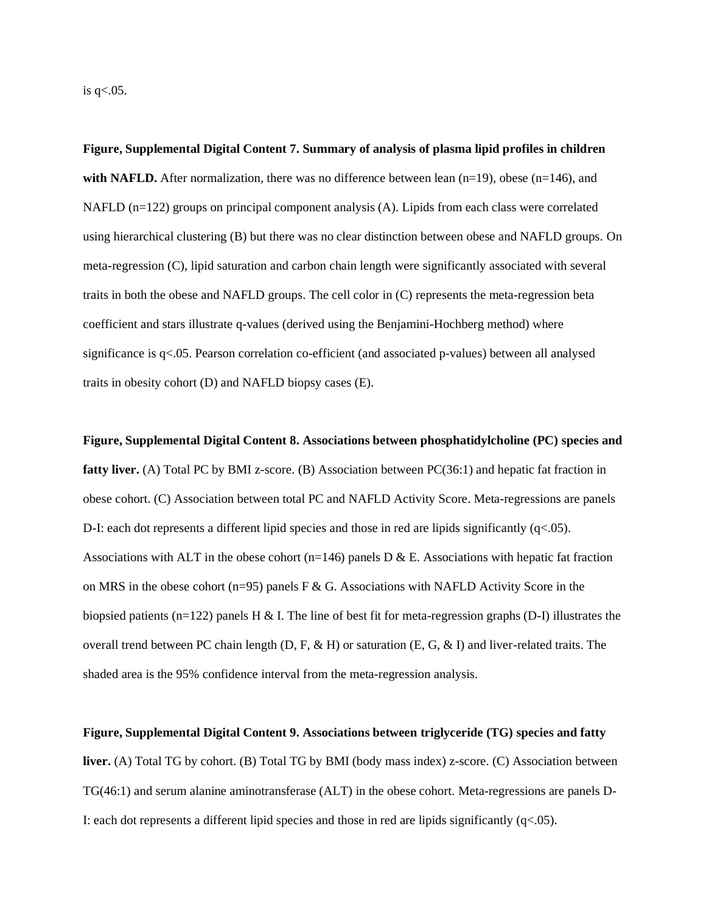is q<.05.

**Figure, Supplemental Digital Content 7. Summary of analysis of plasma lipid profiles in children with NAFLD.** After normalization, there was no difference between lean (n=19), obese (n=146), and NAFLD (n=122) groups on principal component analysis (A). Lipids from each class were correlated using hierarchical clustering (B) but there was no clear distinction between obese and NAFLD groups. On meta-regression (C), lipid saturation and carbon chain length were significantly associated with several traits in both the obese and NAFLD groups. The cell color in (C) represents the meta-regression beta coefficient and stars illustrate q-values (derived using the Benjamini-Hochberg method) where significance is q<.05. Pearson correlation co-efficient (and associated p-values) between all analysed traits in obesity cohort (D) and NAFLD biopsy cases (E).

**Figure, Supplemental Digital Content 8. Associations between phosphatidylcholine (PC) species and fatty liver.** (A) Total PC by BMI z-score. (B) Association between PC(36:1) and hepatic fat fraction in obese cohort. (C) Association between total PC and NAFLD Activity Score. Meta-regressions are panels D-I: each dot represents a different lipid species and those in red are lipids significantly (q<.05). Associations with ALT in the obese cohort (n=146) panels D & E. Associations with hepatic fat fraction on MRS in the obese cohort (n=95) panels F & G. Associations with NAFLD Activity Score in the biopsied patients (n=122) panels H & I. The line of best fit for meta-regression graphs (D-I) illustrates the overall trend between PC chain length (D, F, & H) or saturation (E, G, & I) and liver-related traits. The shaded area is the 95% confidence interval from the meta-regression analysis.

**Figure, Supplemental Digital Content 9. Associations between triglyceride (TG) species and fatty liver.** (A) Total TG by cohort. (B) Total TG by BMI (body mass index) z-score. (C) Association between TG(46:1) and serum alanine aminotransferase (ALT) in the obese cohort. Meta-regressions are panels D-I: each dot represents a different lipid species and those in red are lipids significantly (q<.05).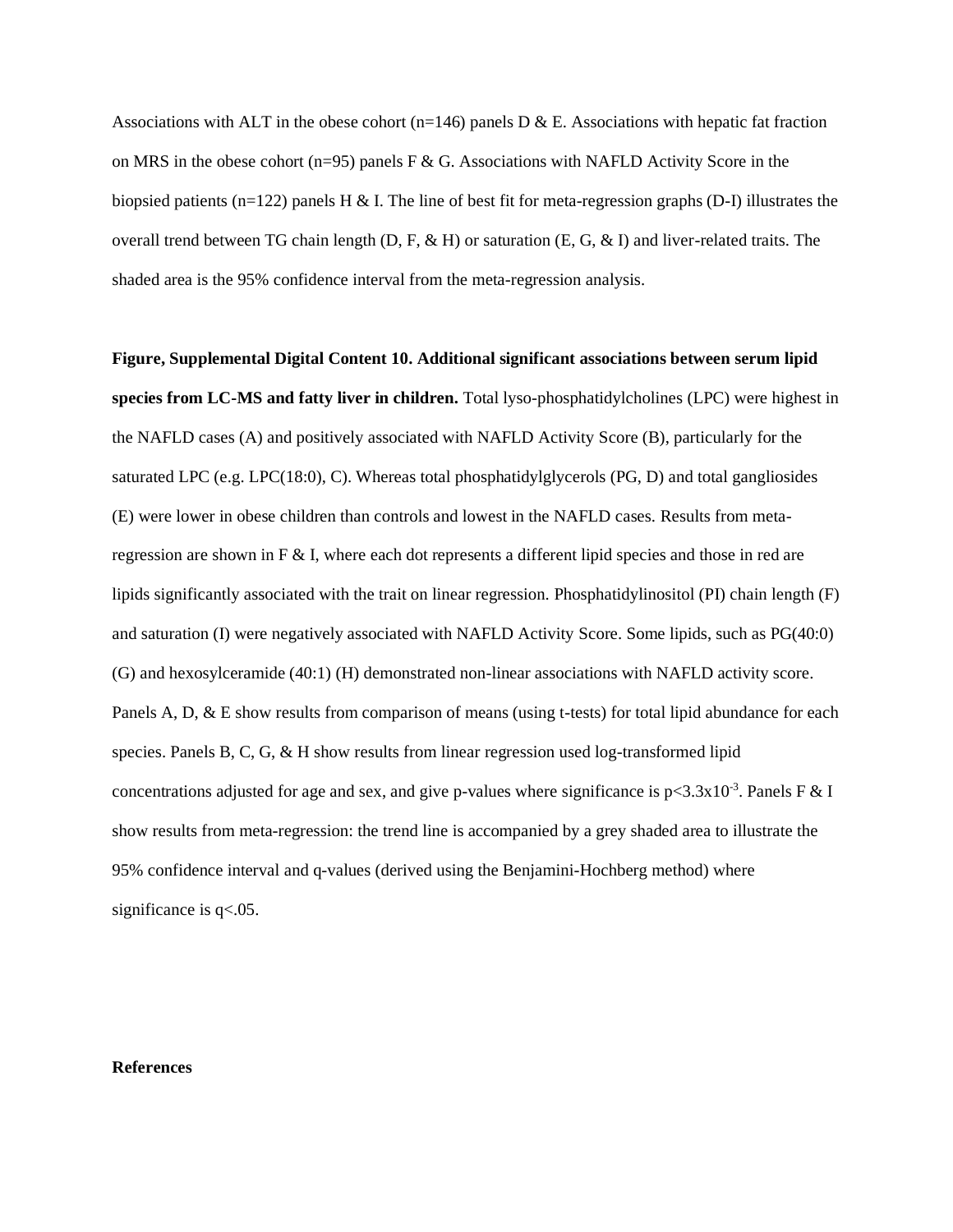Associations with ALT in the obese cohort (n=146) panels D & E. Associations with hepatic fat fraction on MRS in the obese cohort (n=95) panels F & G. Associations with NAFLD Activity Score in the biopsied patients (n=122) panels H & I. The line of best fit for meta-regression graphs (D-I) illustrates the overall trend between TG chain length (D, F, & H) or saturation (E, G, & I) and liver-related traits. The shaded area is the 95% confidence interval from the meta-regression analysis.

**Figure, Supplemental Digital Content 10. Additional significant associations between serum lipid species from LC-MS and fatty liver in children.** Total lyso-phosphatidylcholines (LPC) were highest in the NAFLD cases (A) and positively associated with NAFLD Activity Score (B), particularly for the saturated LPC (e.g. LPC(18:0), C). Whereas total phosphatidylglycerols (PG, D) and total gangliosides (E) were lower in obese children than controls and lowest in the NAFLD cases. Results from meta-regression are shown in F & I, where each dot represents a different lipid species and those in red are lipids significantly associated with the trait on linear regression. Phosphatidylinositol (PI) chain length (F) and saturation (I) were negatively associated with NAFLD Activity Score. Some lipids, such as PG(40:0) (G) and hexosylceramide (40:1) (H) demonstrated non-linear associations with NAFLD activity score. Panels A, D, & E show results from comparison of means (using t-tests) for total lipid abundance for each species. Panels B, C, G, & H show results from linear regression used log-transformed lipid concentrations adjusted for age and sex, and give p-values where significance is $p<3.3\times10^{-3}$. Panels F & I show results from meta-regression: the trend line is accompanied by a grey shaded area to illustrate the 95% confidence interval and q-values (derived using the Benjamini-Hochberg method) where significance is q<.05.

**References**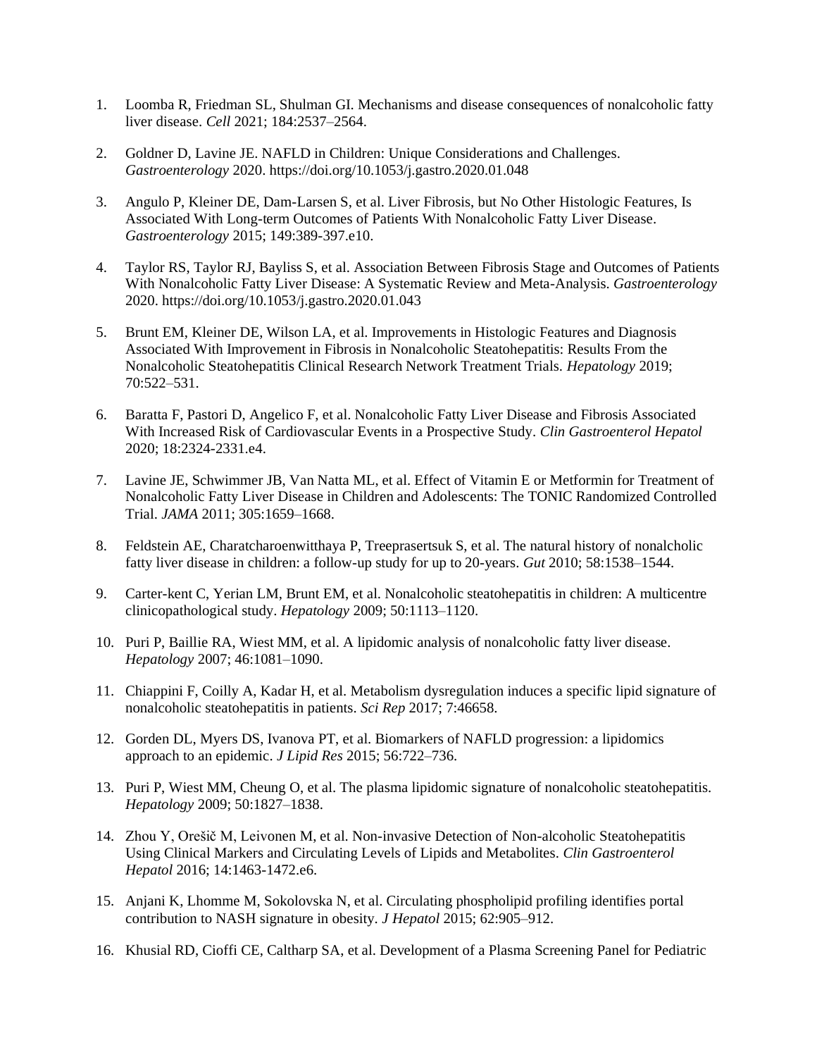1. Loomba R, Friedman SL, Shulman GI. Mechanisms and disease consequences of nonalcoholic fatty liver disease. *Cell* 2021; 184:2537–2564.

2. Goldner D, Lavine JE. NAFLD in Children: Unique Considerations and Challenges. *Gastroenterology* 2020. https://doi.org/10.1053/j.gastro.2020.01.048

3. Angulo P, Kleiner DE, Dam-Larsen S, et al. Liver Fibrosis, but No Other Histologic Features, Is Associated With Long-term Outcomes of Patients With Nonalcoholic Fatty Liver Disease. *Gastroenterology* 2015; 149:389-397.e10.

4. Taylor RS, Taylor RJ, Bayliss S, et al. Association Between Fibrosis Stage and Outcomes of Patients With Nonalcoholic Fatty Liver Disease: A Systematic Review and Meta-Analysis. *Gastroenterology* 2020. https://doi.org/10.1053/j.gastro.2020.01.043

5. Brunt EM, Kleiner DE, Wilson LA, et al. Improvements in Histologic Features and Diagnosis Associated With Improvement in Fibrosis in Nonalcoholic Steatohepatitis: Results From the Nonalcoholic Steatohepatitis Clinical Research Network Treatment Trials. *Hepatology* 2019; 70:522–531.

6. Baratta F, Pastori D, Angelico F, et al. Nonalcoholic Fatty Liver Disease and Fibrosis Associated With Increased Risk of Cardiovascular Events in a Prospective Study. *Clin Gastroenterol Hepatol* 2020; 18:2324-2331.e4.

7. Lavine JE, Schwimmer JB, Van Natta ML, et al. Effect of Vitamin E or Metformin for Treatment of Nonalcoholic Fatty Liver Disease in Children and Adolescents: The TONIC Randomized Controlled Trial. *JAMA* 2011; 305:1659–1668.

8. Feldstein AE, Charatcharoenwitthaya P, Treeprasertsuk S, et al. The natural history of nonalcholic fatty liver disease in children: a follow-up study for up to 20-years. *Gut* 2010; 58:1538–1544.

9. Carter-kent C, Yerian LM, Brunt EM, et al. Nonalcoholic steatohepatitis in children: A multicentre clinicopathological study. *Hepatology* 2009; 50:1113–1120.

10. Puri P, Baillie RA, Wiest MM, et al. A lipidomic analysis of nonalcoholic fatty liver disease. *Hepatology* 2007; 46:1081–1090.

11. Chiappini F, Coilly A, Kadar H, et al. Metabolism dysregulation induces a specific lipid signature of nonalcoholic steatohepatitis in patients. *Sci Rep* 2017; 7:46658.

12. Gorden DL, Myers DS, Ivanova PT, et al. Biomarkers of NAFLD progression: a lipidomics approach to an epidemic. *J Lipid Res* 2015; 56:722–736.

13. Puri P, Wiest MM, Cheung O, et al. The plasma lipidomic signature of nonalcoholic steatohepatitis. *Hepatology* 2009; 50:1827–1838.

14. Zhou Y, Orešič M, Leivonen M, et al. Non-invasive Detection of Non-alcoholic Steatohepatitis Using Clinical Markers and Circulating Levels of Lipids and Metabolites. *Clin Gastroenterol Hepatol* 2016; 14:1463-1472.e6.

15. Anjani K, Lhomme M, Sokolovska N, et al. Circulating phospholipid profiling identifies portal contribution to NASH signature in obesity. *J Hepatol* 2015; 62:905–912.

16. Khusial RD, Cioffi CE, Caltharp SA, et al. Development of a Plasma Screening Panel for Pediatric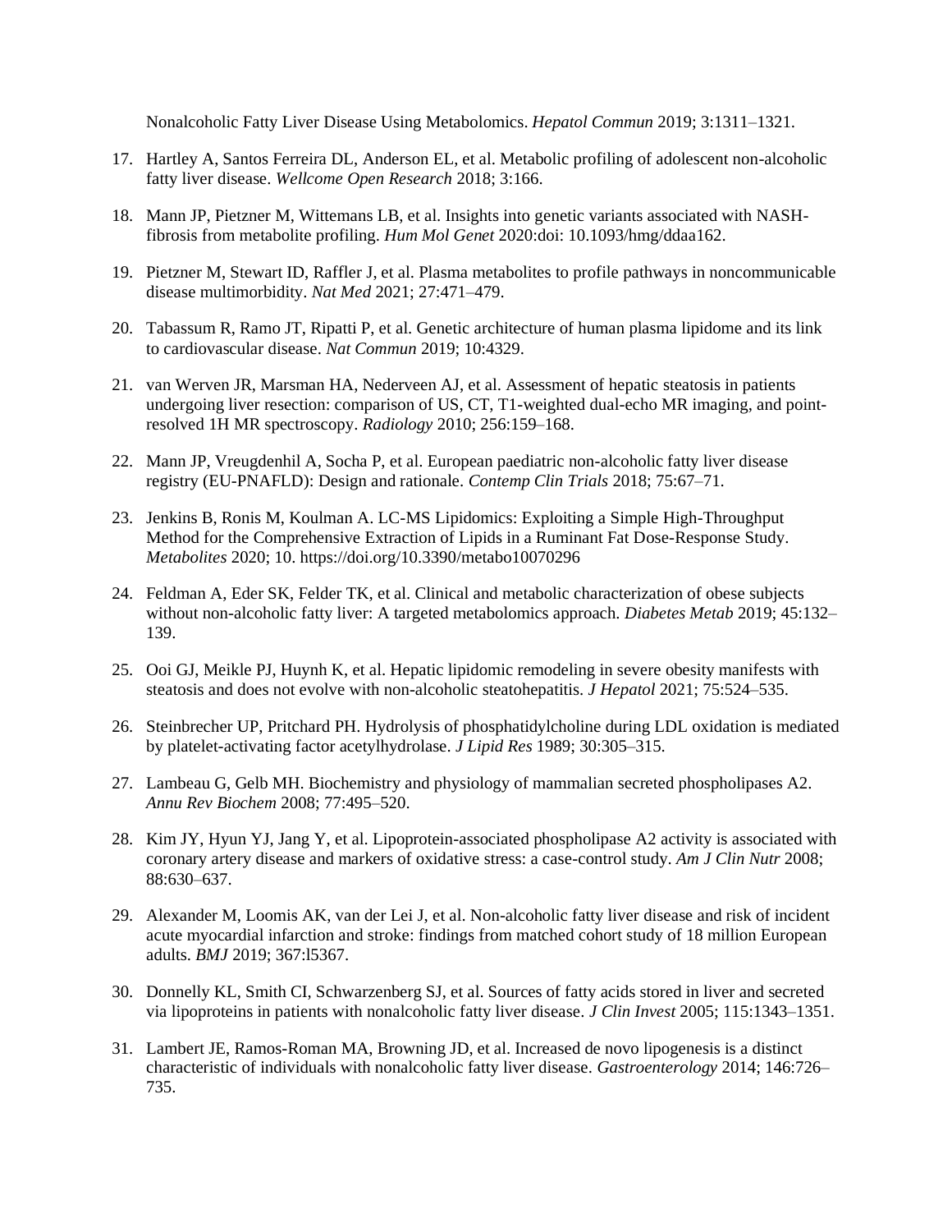Nonalcoholic Fatty Liver Disease Using Metabolomics. *Hepatol Commun* 2019; 3:1311–1321.

17. Hartley A, Santos Ferreira DL, Anderson EL, et al. Metabolic profiling of adolescent non-alcoholic fatty liver disease. *Wellcome Open Research* 2018; 3:166.

18. Mann JP, Pietzner M, Wittemans LB, et al. Insights into genetic variants associated with NASH-fibrosis from metabolite profiling. *Hum Mol Genet* 2020:doi: 10.1093/hmg/ddaa162.

19. Pietzner M, Stewart ID, Raffler J, et al. Plasma metabolites to profile pathways in noncommunicable disease multimorbidity. *Nat Med* 2021; 27:471–479.

20. Tabassum R, Ramo JT, Ripatti P, et al. Genetic architecture of human plasma lipidome and its link to cardiovascular disease. *Nat Commun* 2019; 10:4329.

21. van Werven JR, Marsman HA, Nederveen AJ, et al. Assessment of hepatic steatosis in patients undergoing liver resection: comparison of US, CT, T1-weighted dual-echo MR imaging, and point-resolved 1H MR spectroscopy. *Radiology* 2010; 256:159–168.

22. Mann JP, Vreugdenhil A, Socha P, et al. European paediatric non-alcoholic fatty liver disease registry (EU-PNAFLD): Design and rationale. *Contemp Clin Trials* 2018; 75:67–71.

23. Jenkins B, Ronis M, Koulman A. LC-MS Lipidomics: Exploiting a Simple High-Throughput Method for the Comprehensive Extraction of Lipids in a Ruminant Fat Dose-Response Study. *Metabolites* 2020; 10. https://doi.org/10.3390/metabo10070296

24. Feldman A, Eder SK, Felder TK, et al. Clinical and metabolic characterization of obese subjects without non-alcoholic fatty liver: A targeted metabolomics approach. *Diabetes Metab* 2019; 45:132–139.

25. Ooi GJ, Meikle PJ, Huynh K, et al. Hepatic lipidomic remodeling in severe obesity manifests with steatosis and does not evolve with non-alcoholic steatohepatitis. *J Hepatol* 2021; 75:524–535.

26. Steinbrecher UP, Pritchard PH. Hydrolysis of phosphatidylcholine during LDL oxidation is mediated by platelet-activating factor acetylhydrolase. *J Lipid Res* 1989; 30:305–315.

27. Lambeau G, Gelb MH. Biochemistry and physiology of mammalian secreted phospholipases A2. *Annu Rev Biochem* 2008; 77:495–520.

28. Kim JY, Hyun YJ, Jang Y, et al. Lipoprotein-associated phospholipase A2 activity is associated with coronary artery disease and markers of oxidative stress: a case-control study. *Am J Clin Nutr* 2008; 88:630–637.

29. Alexander M, Loomis AK, van der Lei J, et al. Non-alcoholic fatty liver disease and risk of incident acute myocardial infarction and stroke: findings from matched cohort study of 18 million European adults. *BMJ* 2019; 367:l5367.

30. Donnelly KL, Smith CI, Schwarzenberg SJ, et al. Sources of fatty acids stored in liver and secreted via lipoproteins in patients with nonalcoholic fatty liver disease. *J Clin Invest* 2005; 115:1343–1351.

31. Lambert JE, Ramos-Roman MA, Browning JD, et al. Increased de novo lipogenesis is a distinct characteristic of individuals with nonalcoholic fatty liver disease. *Gastroenterology* 2014; 146:726–735.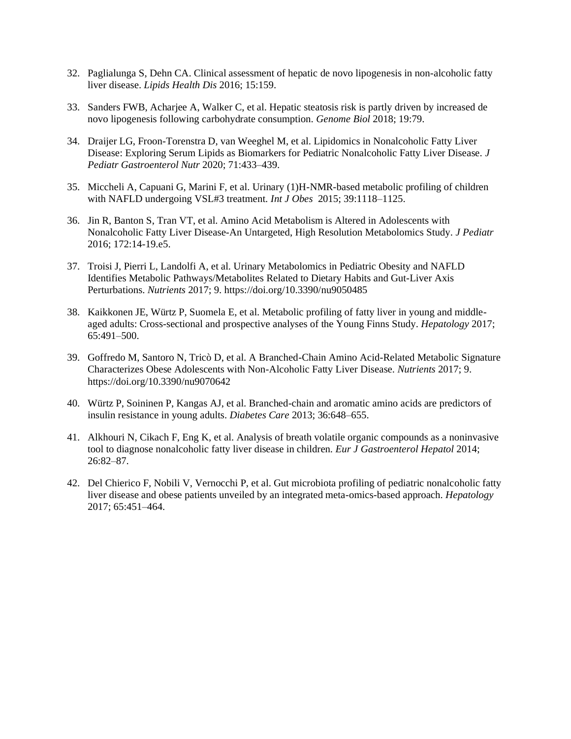32. Paglialunga S, Dehn CA. Clinical assessment of hepatic de novo lipogenesis in non-alcoholic fatty liver disease. *Lipids Health Dis* 2016; 15:159.

33. Sanders FWB, Acharjee A, Walker C, et al. Hepatic steatosis risk is partly driven by increased de novo lipogenesis following carbohydrate consumption. *Genome Biol* 2018; 19:79.

34. Draijer LG, Froon-Torenstra D, van Weeghel M, et al. Lipidomics in Nonalcoholic Fatty Liver Disease: Exploring Serum Lipids as Biomarkers for Pediatric Nonalcoholic Fatty Liver Disease. *J Pediatr Gastroenterol Nutr* 2020; 71:433–439.

35. Miccheli A, Capuani G, Marini F, et al. Urinary (1)H-NMR-based metabolic profiling of children with NAFLD undergoing VSL#3 treatment. *Int J Obes* 2015; 39:1118–1125.

36. Jin R, Banton S, Tran VT, et al. Amino Acid Metabolism is Altered in Adolescents with Nonalcoholic Fatty Liver Disease-An Untargeted, High Resolution Metabolomics Study. *J Pediatr* 2016; 172:14-19.e5.

37. Troisi J, Pierri L, Landolfi A, et al. Urinary Metabolomics in Pediatric Obesity and NAFLD Identifies Metabolic Pathways/Metabolites Related to Dietary Habits and Gut-Liver Axis Perturbations. *Nutrients* 2017; 9. https://doi.org/10.3390/nu9050485

38. Kaikkonen JE, Würtz P, Suomela E, et al. Metabolic profiling of fatty liver in young and middle-aged adults: Cross-sectional and prospective analyses of the Young Finns Study. *Hepatology* 2017; 65:491–500.

39. Goffredo M, Santoro N, Tricò D, et al. A Branched-Chain Amino Acid-Related Metabolic Signature Characterizes Obese Adolescents with Non-Alcoholic Fatty Liver Disease. *Nutrients* 2017; 9. https://doi.org/10.3390/nu9070642

40. Würtz P, Soininen P, Kangas AJ, et al. Branched-chain and aromatic amino acids are predictors of insulin resistance in young adults. *Diabetes Care* 2013; 36:648–655.

41. Alkhouri N, Cikach F, Eng K, et al. Analysis of breath volatile organic compounds as a noninvasive tool to diagnose nonalcoholic fatty liver disease in children. *Eur J Gastroenterol Hepatol* 2014; 26:82–87.

42. Del Chierico F, Nobili V, Vernocchi P, et al. Gut microbiota profiling of pediatric nonalcoholic fatty liver disease and obese patients unveiled by an integrated meta-omics-based approach. *Hepatology* 2017; 65:451–464.